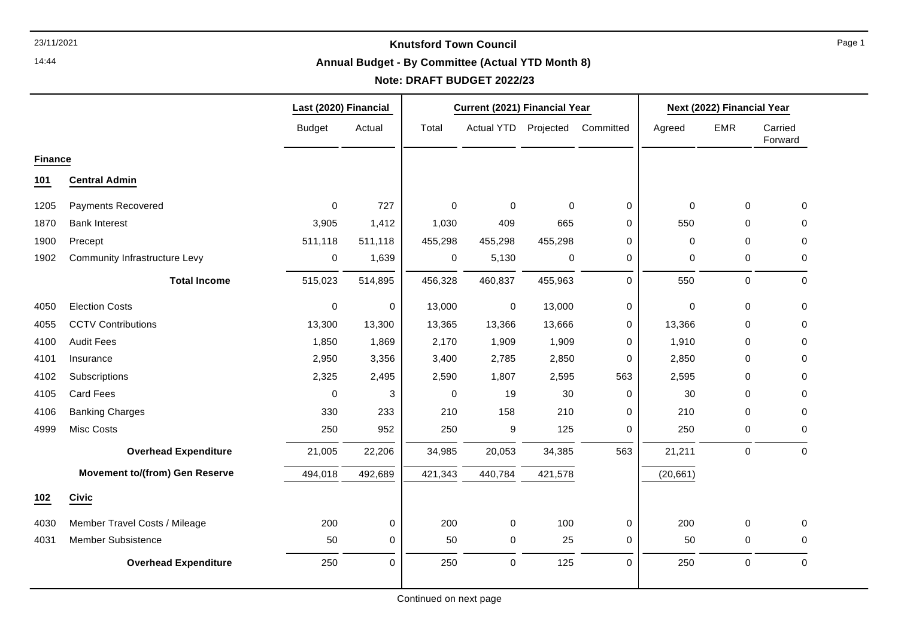# Knutsford Town Council

## Annual Budget - By Committee (Actual YTD Month 8)

### Note: DRAFT BUDGET 2022/23

| | | Last (2020) Financial | | Current (2021) Financial Year | | | | Next (2022) Financial Year | | |
|---|---|---|---|---|---|---|---|---|---|---|
| | | Budget | Actual | Total | Actual YTD | Projected | Committed | Agreed | EMR | Carried Forward |
| **Finance** | | | | | | | | | | |
| **101** | **Central Admin** | | | | | | | | | |
| 1205 | Payments Recovered | 0 | 727 | 0 | 0 | 0 | 0 | 0 | 0 | 0 |
| 1870 | Bank Interest | 3,905 | 1,412 | 1,030 | 409 | 665 | 0 | 550 | 0 | 0 |
| 1900 | Precept | 511,118 | 511,118 | 455,298 | 455,298 | 455,298 | 0 | 0 | 0 | 0 |
| 1902 | Community Infrastructure Levy | 0 | 1,639 | 0 | 5,130 | 0 | 0 | 0 | 0 | 0 |
| | **Total Income** | 515,023 | 514,895 | 456,328 | 460,837 | 455,963 | 0 | 550 | 0 | 0 |
| 4050 | Election Costs | 0 | 0 | 13,000 | 0 | 13,000 | 0 | 0 | 0 | 0 |
| 4055 | CCTV Contributions | 13,300 | 13,300 | 13,365 | 13,366 | 13,666 | 0 | 13,366 | 0 | 0 |
| 4100 | Audit Fees | 1,850 | 1,869 | 2,170 | 1,909 | 1,909 | 0 | 1,910 | 0 | 0 |
| 4101 | Insurance | 2,950 | 3,356 | 3,400 | 2,785 | 2,850 | 0 | 2,850 | 0 | 0 |
| 4102 | Subscriptions | 2,325 | 2,495 | 2,590 | 1,807 | 2,595 | 563 | 2,595 | 0 | 0 |
| 4105 | Card Fees | 0 | 3 | 0 | 19 | 30 | 0 | 30 | 0 | 0 |
| 4106 | Banking Charges | 330 | 233 | 210 | 158 | 210 | 0 | 210 | 0 | 0 |
| 4999 | Misc Costs | 250 | 952 | 250 | 9 | 125 | 0 | 250 | 0 | 0 |
| | **Overhead Expenditure** | 21,005 | 22,206 | 34,985 | 20,053 | 34,385 | 563 | 21,211 | 0 | 0 |
| | **Movement to/(from) Gen Reserve** | 494,018 | 492,689 | 421,343 | 440,784 | 421,578 | | (20,661) | | |
| **102** | **Civic** | | | | | | | | | |
| 4030 | Member Travel Costs / Mileage | 200 | 0 | 200 | 0 | 100 | 0 | 200 | 0 | 0 |
| 4031 | Member Subsistence | 50 | 0 | 50 | 0 | 25 | 0 | 50 | 0 | 0 |
| | **Overhead Expenditure** | 250 | 0 | 250 | 0 | 125 | 0 | 250 | 0 | 0 |

Continued on next page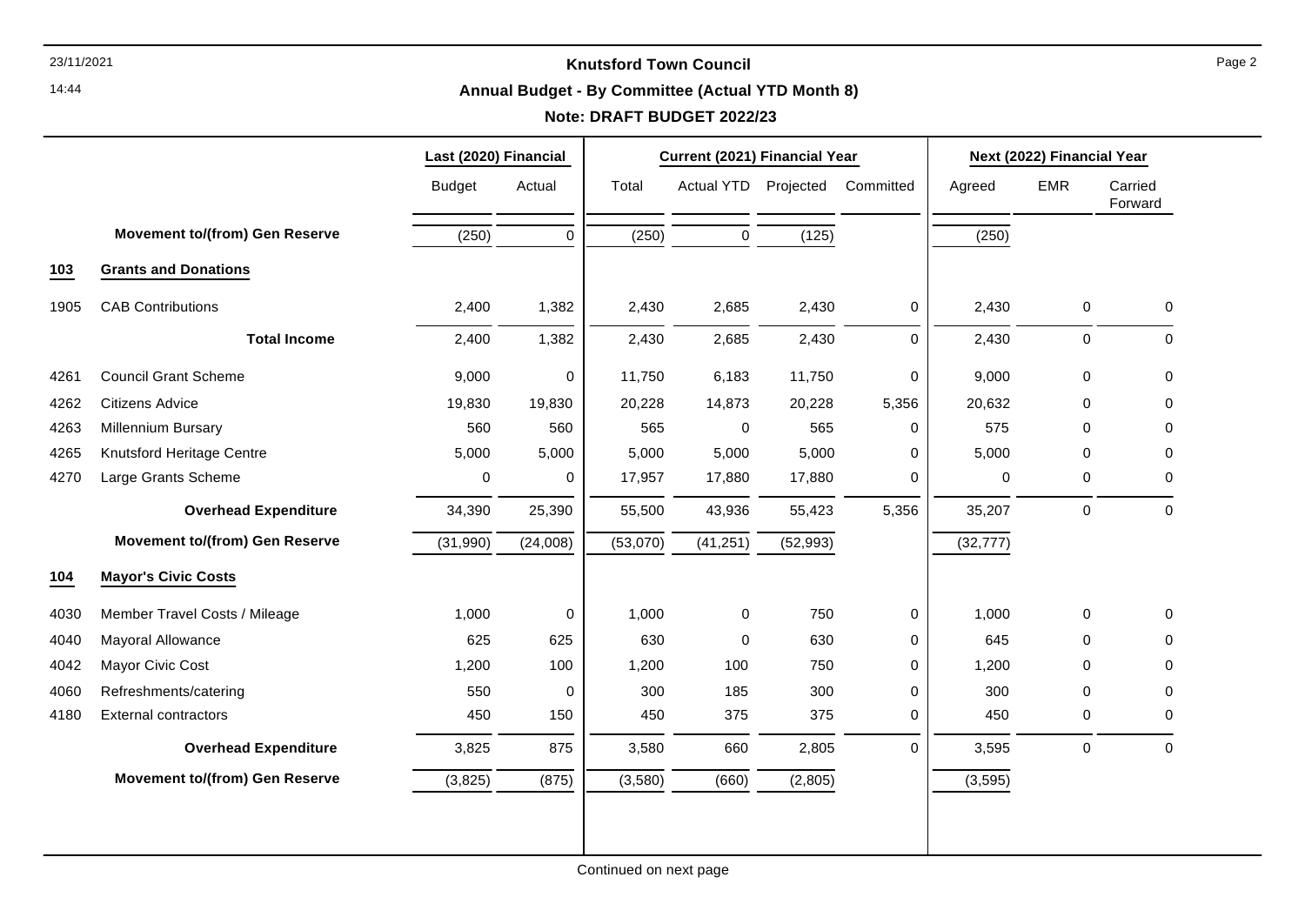# Knutsford Town Council

## Annual Budget - By Committee (Actual YTD Month 8)

### Note: DRAFT BUDGET 2022/23

| | | Last (2020) Financial | | Current (2021) Financial Year | | | | Next (2022) Financial Year | | |
|---|---|---|---|---|---|---|---|---|---|---|
| | | Budget | Actual | Total | Actual YTD | Projected | Committed | Agreed | EMR | Carried Forward |
| | **Movement to/(from) Gen Reserve** | (250) | 0 | (250) | 0 | (125) | | (250) | | |
| **103** | **Grants and Donations** | | | | | | | | | |
| 1905 | CAB Contributions | 2,400 | 1,382 | 2,430 | 2,685 | 2,430 | 0 | 2,430 | 0 | 0 |
| | **Total Income** | 2,400 | 1,382 | 2,430 | 2,685 | 2,430 | 0 | 2,430 | 0 | 0 |
| 4261 | Council Grant Scheme | 9,000 | 0 | 11,750 | 6,183 | 11,750 | 0 | 9,000 | 0 | 0 |
| 4262 | Citizens Advice | 19,830 | 19,830 | 20,228 | 14,873 | 20,228 | 5,356 | 20,632 | 0 | 0 |
| 4263 | Millennium Bursary | 560 | 560 | 565 | 0 | 565 | 0 | 575 | 0 | 0 |
| 4265 | Knutsford Heritage Centre | 5,000 | 5,000 | 5,000 | 5,000 | 5,000 | 0 | 5,000 | 0 | 0 |
| 4270 | Large Grants Scheme | 0 | 0 | 17,957 | 17,880 | 17,880 | 0 | 0 | 0 | 0 |
| | **Overhead Expenditure** | 34,390 | 25,390 | 55,500 | 43,936 | 55,423 | 5,356 | 35,207 | 0 | 0 |
| | **Movement to/(from) Gen Reserve** | (31,990) | (24,008) | (53,070) | (41,251) | (52,993) | | (32,777) | | |
| **104** | **Mayor's Civic Costs** | | | | | | | | | |
| 4030 | Member Travel Costs / Mileage | 1,000 | 0 | 1,000 | 0 | 750 | 0 | 1,000 | 0 | 0 |
| 4040 | Mayoral Allowance | 625 | 625 | 630 | 0 | 630 | 0 | 645 | 0 | 0 |
| 4042 | Mayor Civic Cost | 1,200 | 100 | 1,200 | 100 | 750 | 0 | 1,200 | 0 | 0 |
| 4060 | Refreshments/catering | 550 | 0 | 300 | 185 | 300 | 0 | 300 | 0 | 0 |
| 4180 | External contractors | 450 | 150 | 450 | 375 | 375 | 0 | 450 | 0 | 0 |
| | **Overhead Expenditure** | 3,825 | 875 | 3,580 | 660 | 2,805 | 0 | 3,595 | 0 | 0 |
| | **Movement to/(from) Gen Reserve** | (3,825) | (875) | (3,580) | (660) | (2,805) | | (3,595) | | |

Continued on next page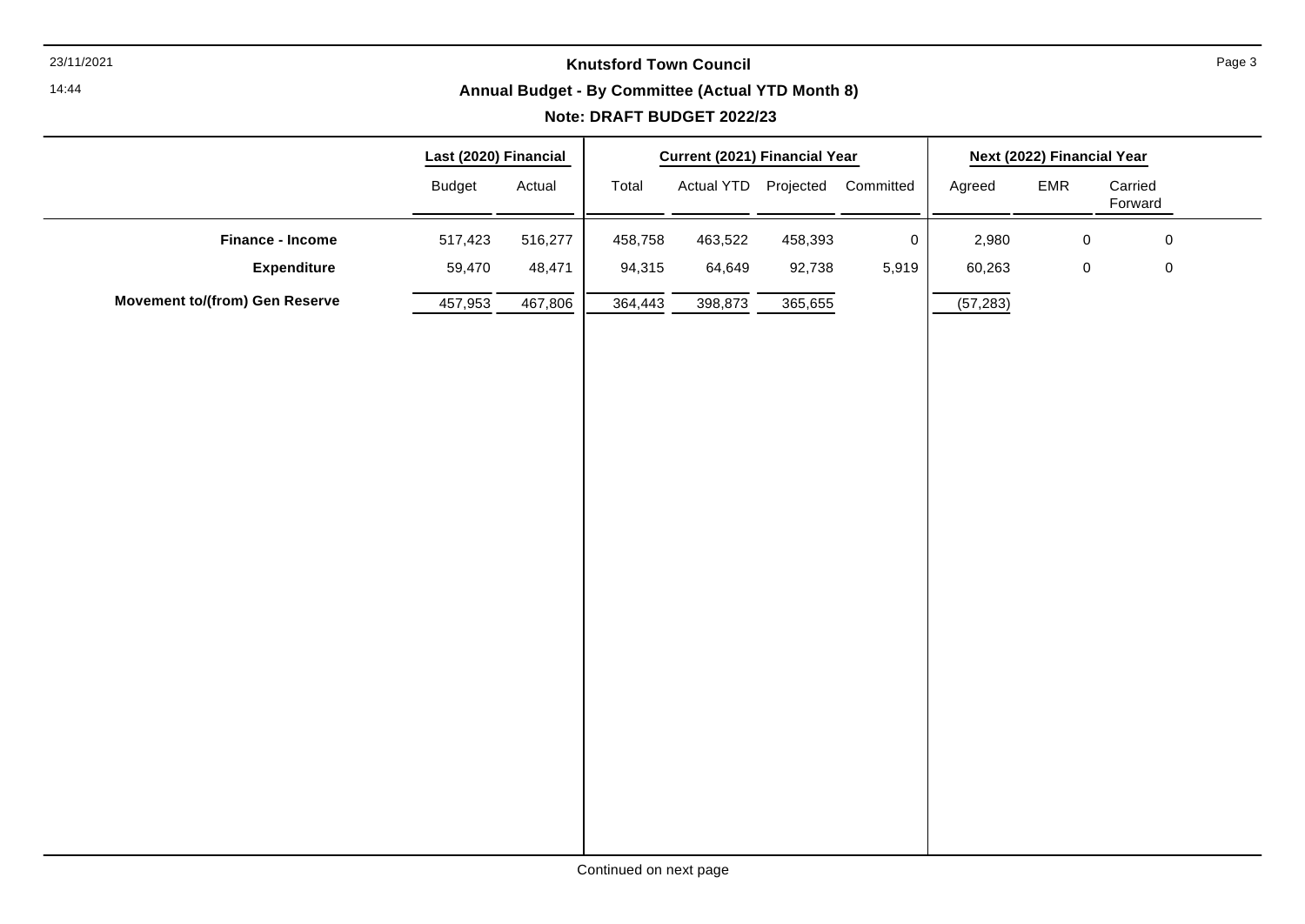**Knutsford Town Council**

**Annual Budget - By Committee (Actual YTD Month 8)**

**Note: DRAFT BUDGET 2022/23**

| | Last (2020) Financial | | Current (2021) Financial Year | | | | Next (2022) Financial Year | | |
|---|---|---|---|---|---|---|---|---|---|
| | Budget | Actual | Total | Actual YTD | Projected | Committed | Agreed | EMR | Carried Forward |
| **Finance - Income** | 517,423 | 516,277 | 458,758 | 463,522 | 458,393 | 0 | 2,980 | 0 | 0 |
| **Expenditure** | 59,470 | 48,471 | 94,315 | 64,649 | 92,738 | 5,919 | 60,263 | 0 | 0 |
| **Movement to/(from) Gen Reserve** | 457,953 | 467,806 | 364,443 | 398,873 | 365,655 | | (57,283) | | |

Continued on next page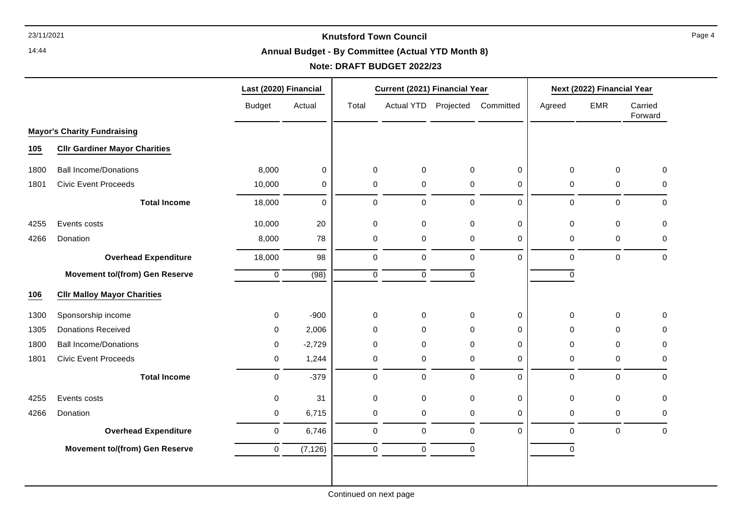# Knutsford Town Council

## Annual Budget - By Committee (Actual YTD Month 8)

**Note: DRAFT BUDGET 2022/23**

| | | Last (2020) Financial | | Current (2021) Financial Year | | | | Next (2022) Financial Year | | |
|---|---|---|---|---|---|---|---|---|---|---|
| | | Budget | Actual | Total | Actual YTD | Projected | Committed | Agreed | EMR | Carried Forward |
| **Mayor's Charity Fundraising** | | | | | | | | | | |
| **105** | **Cllr Gardiner Mayor Charities** | | | | | | | | | |
| 1800 | Ball Income/Donations | 8,000 | 0 | 0 | 0 | 0 | 0 | 0 | 0 | 0 |
| 1801 | Civic Event Proceeds | 10,000 | 0 | 0 | 0 | 0 | 0 | 0 | 0 | 0 |
| | **Total Income** | 18,000 | 0 | 0 | 0 | 0 | 0 | 0 | 0 | 0 |
| 4255 | Events costs | 10,000 | 20 | 0 | 0 | 0 | 0 | 0 | 0 | 0 |
| 4266 | Donation | 8,000 | 78 | 0 | 0 | 0 | 0 | 0 | 0 | 0 |
| | **Overhead Expenditure** | 18,000 | 98 | 0 | 0 | 0 | 0 | 0 | 0 | 0 |
| | **Movement to/(from) Gen Reserve** | 0 | (98) | 0 | 0 | 0 | | 0 | | |
| **106** | **Cllr Malloy Mayor Charities** | | | | | | | | | |
| 1300 | Sponsorship income | 0 | -900 | 0 | 0 | 0 | 0 | 0 | 0 | 0 |
| 1305 | Donations Received | 0 | 2,006 | 0 | 0 | 0 | 0 | 0 | 0 | 0 |
| 1800 | Ball Income/Donations | 0 | -2,729 | 0 | 0 | 0 | 0 | 0 | 0 | 0 |
| 1801 | Civic Event Proceeds | 0 | 1,244 | 0 | 0 | 0 | 0 | 0 | 0 | 0 |
| | **Total Income** | 0 | -379 | 0 | 0 | 0 | 0 | 0 | 0 | 0 |
| 4255 | Events costs | 0 | 31 | 0 | 0 | 0 | 0 | 0 | 0 | 0 |
| 4266 | Donation | 0 | 6,715 | 0 | 0 | 0 | 0 | 0 | 0 | 0 |
| | **Overhead Expenditure** | 0 | 6,746 | 0 | 0 | 0 | 0 | 0 | 0 | 0 |
| | **Movement to/(from) Gen Reserve** | 0 | (7,126) | 0 | 0 | 0 | | 0 | | |

Continued on next page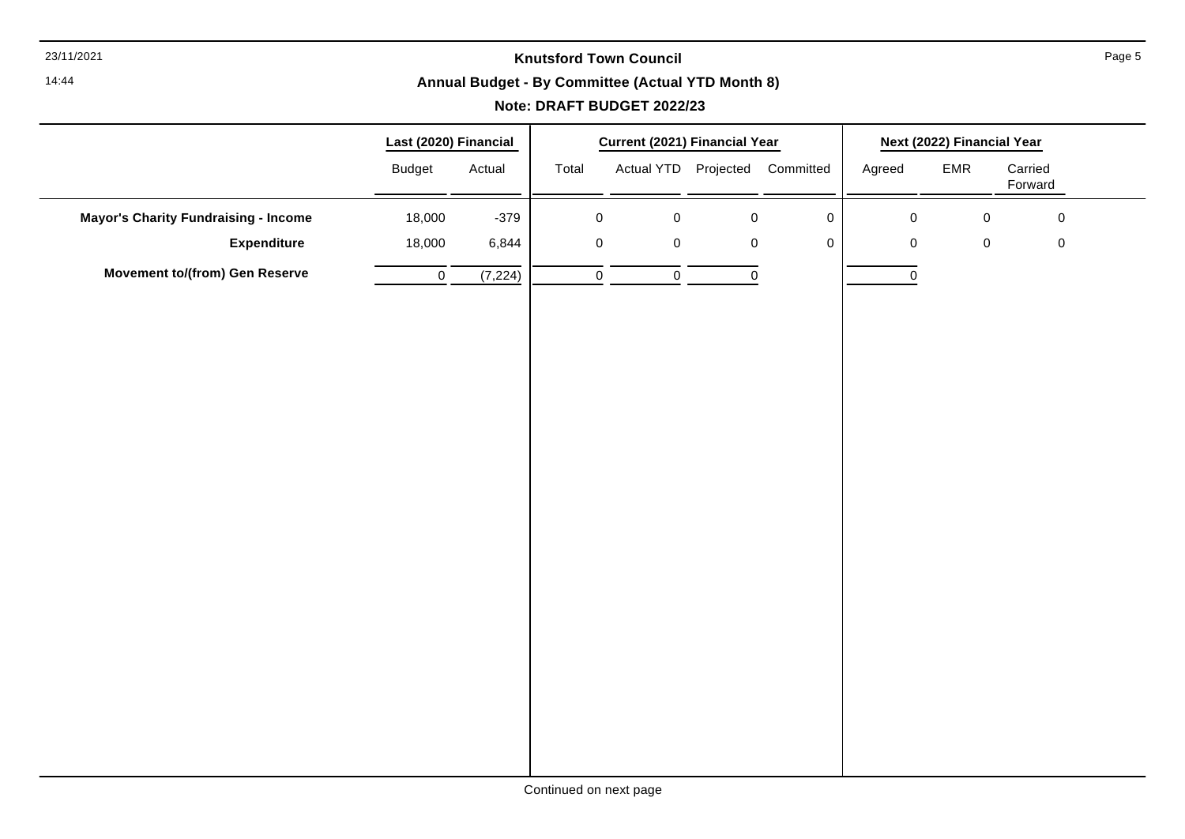**Knutsford Town Council**

**Annual Budget - By Committee (Actual YTD Month 8)**

**Note: DRAFT BUDGET 2022/23**

| | Last (2020) Financial | | Current (2021) Financial Year | | | | Next (2022) Financial Year | | |
|---|---|---|---|---|---|---|---|---|---|
| | Budget | Actual | Total | Actual YTD | Projected | Committed | Agreed | EMR | Carried Forward |
| **Mayor's Charity Fundraising - Income** | 18,000 | -379 | 0 | 0 | 0 | 0 | 0 | 0 | 0 |
| **Expenditure** | 18,000 | 6,844 | 0 | 0 | 0 | 0 | 0 | 0 | 0 |
| **Movement to/(from) Gen Reserve** | 0 | (7,224) | 0 | 0 | 0 | | 0 | | |

Continued on next page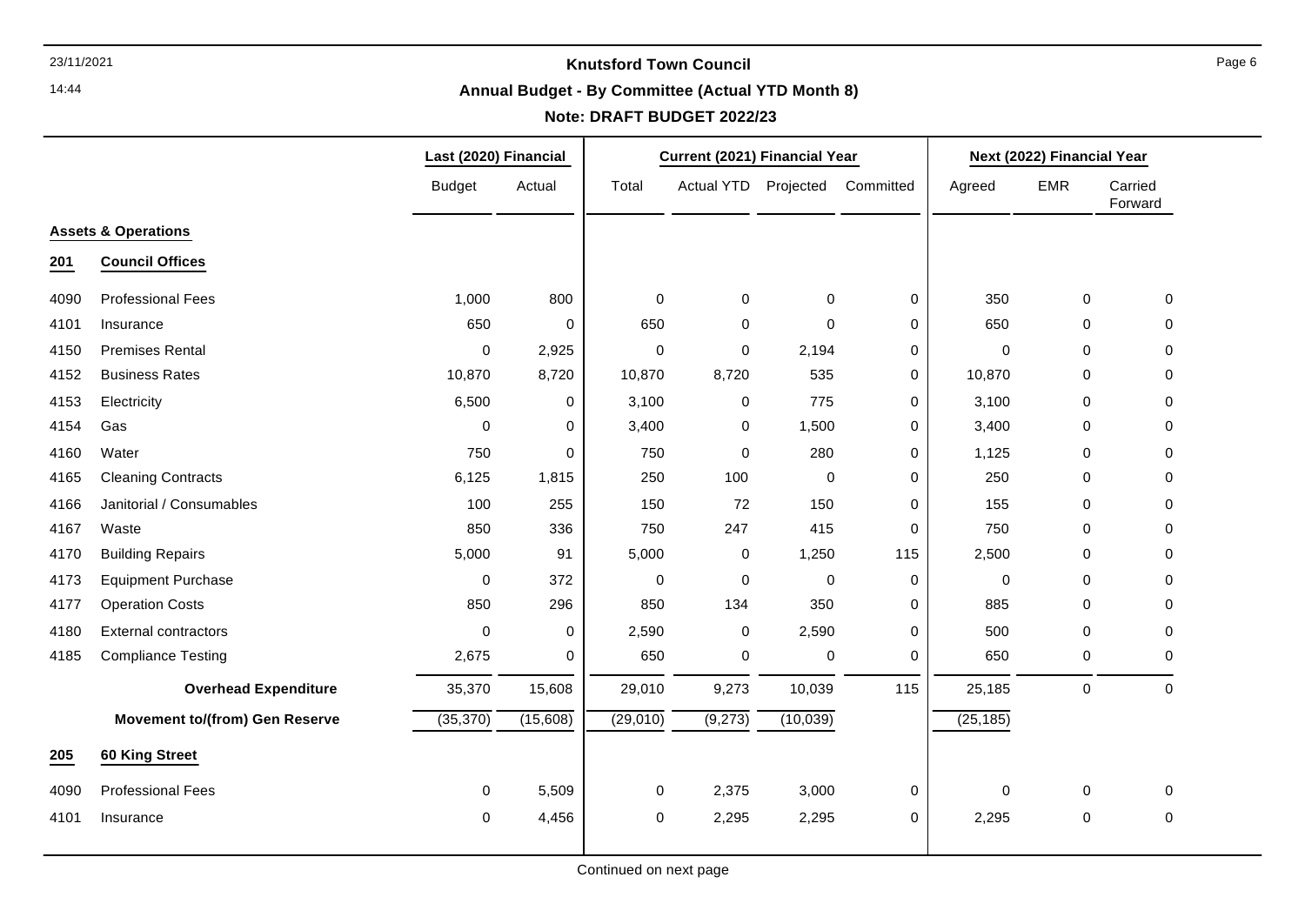## Knutsford Town Council

### Annual Budget - By Committee (Actual YTD Month 8)

**Note: DRAFT BUDGET 2022/23**

| | | Last (2020) Financial | | Current (2021) Financial Year | | | | Next (2022) Financial Year | | |
|---|---|---|---|---|---|---|---|---|---|---|
| | | Budget | Actual | Total | Actual YTD | Projected | Committed | Agreed | EMR | Carried Forward |
| | **Assets & Operations** | | | | | | | | | |
| **201** | **Council Offices** | | | | | | | | | |
| 4090 | Professional Fees | 1,000 | 800 | 0 | 0 | 0 | 0 | 350 | 0 | 0 |
| 4101 | Insurance | 650 | 0 | 650 | 0 | 0 | 0 | 650 | 0 | 0 |
| 4150 | Premises Rental | 0 | 2,925 | 0 | 0 | 2,194 | 0 | 0 | 0 | 0 |
| 4152 | Business Rates | 10,870 | 8,720 | 10,870 | 8,720 | 535 | 0 | 10,870 | 0 | 0 |
| 4153 | Electricity | 6,500 | 0 | 3,100 | 0 | 775 | 0 | 3,100 | 0 | 0 |
| 4154 | Gas | 0 | 0 | 3,400 | 0 | 1,500 | 0 | 3,400 | 0 | 0 |
| 4160 | Water | 750 | 0 | 750 | 0 | 280 | 0 | 1,125 | 0 | 0 |
| 4165 | Cleaning Contracts | 6,125 | 1,815 | 250 | 100 | 0 | 0 | 250 | 0 | 0 |
| 4166 | Janitorial / Consumables | 100 | 255 | 150 | 72 | 150 | 0 | 155 | 0 | 0 |
| 4167 | Waste | 850 | 336 | 750 | 247 | 415 | 0 | 750 | 0 | 0 |
| 4170 | Building Repairs | 5,000 | 91 | 5,000 | 0 | 1,250 | 115 | 2,500 | 0 | 0 |
| 4173 | Equipment Purchase | 0 | 372 | 0 | 0 | 0 | 0 | 0 | 0 | 0 |
| 4177 | Operation Costs | 850 | 296 | 850 | 134 | 350 | 0 | 885 | 0 | 0 |
| 4180 | External contractors | 0 | 0 | 2,590 | 0 | 2,590 | 0 | 500 | 0 | 0 |
| 4185 | Compliance Testing | 2,675 | 0 | 650 | 0 | 0 | 0 | 650 | 0 | 0 |
| | **Overhead Expenditure** | 35,370 | 15,608 | 29,010 | 9,273 | 10,039 | 115 | 25,185 | 0 | 0 |
| | **Movement to/(from) Gen Reserve** | (35,370) | (15,608) | (29,010) | (9,273) | (10,039) | | (25,185) | | |
| **205** | **60 King Street** | | | | | | | | | |
| 4090 | Professional Fees | 0 | 5,509 | 0 | 2,375 | 3,000 | 0 | 0 | 0 | 0 |
| 4101 | Insurance | 0 | 4,456 | 0 | 2,295 | 2,295 | 0 | 2,295 | 0 | 0 |

Continued on next page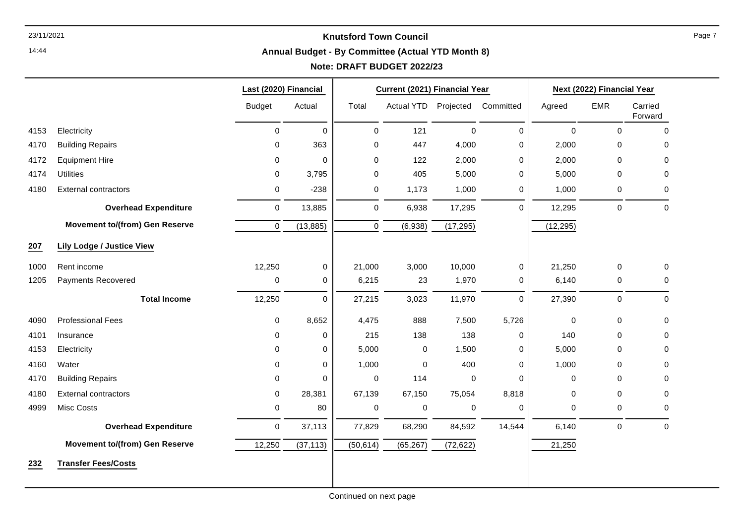**Knutsford Town Council**

**Annual Budget - By Committee (Actual YTD Month 8)**

**Note: DRAFT BUDGET 2022/23**

| | | Last (2020) Financial | | Current (2021) Financial Year | | | | Next (2022) Financial Year | | |
|---|---|---|---|---|---|---|---|---|---|---|
| | | Budget | Actual | Total | Actual YTD | Projected | Committed | Agreed | EMR | Carried Forward |
| 4153 | Electricity | 0 | 0 | 0 | 121 | 0 | 0 | 0 | 0 | 0 |
| 4170 | Building Repairs | 0 | 363 | 0 | 447 | 4,000 | 0 | 2,000 | 0 | 0 |
| 4172 | Equipment Hire | 0 | 0 | 0 | 122 | 2,000 | 0 | 2,000 | 0 | 0 |
| 4174 | Utilities | 0 | 3,795 | 0 | 405 | 5,000 | 0 | 5,000 | 0 | 0 |
| 4180 | External contractors | 0 | -238 | 0 | 1,173 | 1,000 | 0 | 1,000 | 0 | 0 |
| | **Overhead Expenditure** | 0 | 13,885 | 0 | 6,938 | 17,295 | 0 | 12,295 | 0 | 0 |
| | **Movement to/(from) Gen Reserve** | 0 | (13,885) | 0 | (6,938) | (17,295) | | (12,295) | | |
| **207** | **Lily Lodge / Justice View** | | | | | | | | | |
| 1000 | Rent income | 12,250 | 0 | 21,000 | 3,000 | 10,000 | 0 | 21,250 | 0 | 0 |
| 1205 | Payments Recovered | 0 | 0 | 6,215 | 23 | 1,970 | 0 | 6,140 | 0 | 0 |
| | **Total Income** | 12,250 | 0 | 27,215 | 3,023 | 11,970 | 0 | 27,390 | 0 | 0 |
| 4090 | Professional Fees | 0 | 8,652 | 4,475 | 888 | 7,500 | 5,726 | 0 | 0 | 0 |
| 4101 | Insurance | 0 | 0 | 215 | 138 | 138 | 0 | 140 | 0 | 0 |
| 4153 | Electricity | 0 | 0 | 5,000 | 0 | 1,500 | 0 | 5,000 | 0 | 0 |
| 4160 | Water | 0 | 0 | 1,000 | 0 | 400 | 0 | 1,000 | 0 | 0 |
| 4170 | Building Repairs | 0 | 0 | 0 | 114 | 0 | 0 | 0 | 0 | 0 |
| 4180 | External contractors | 0 | 28,381 | 67,139 | 67,150 | 75,054 | 8,818 | 0 | 0 | 0 |
| 4999 | Misc Costs | 0 | 80 | 0 | 0 | 0 | 0 | 0 | 0 | 0 |
| | **Overhead Expenditure** | 0 | 37,113 | 77,829 | 68,290 | 84,592 | 14,544 | 6,140 | 0 | 0 |
| | **Movement to/(from) Gen Reserve** | 12,250 | (37,113) | (50,614) | (65,267) | (72,622) | | 21,250 | | |
| **232** | **Transfer Fees/Costs** | | | | | | | | | |

Continued on next page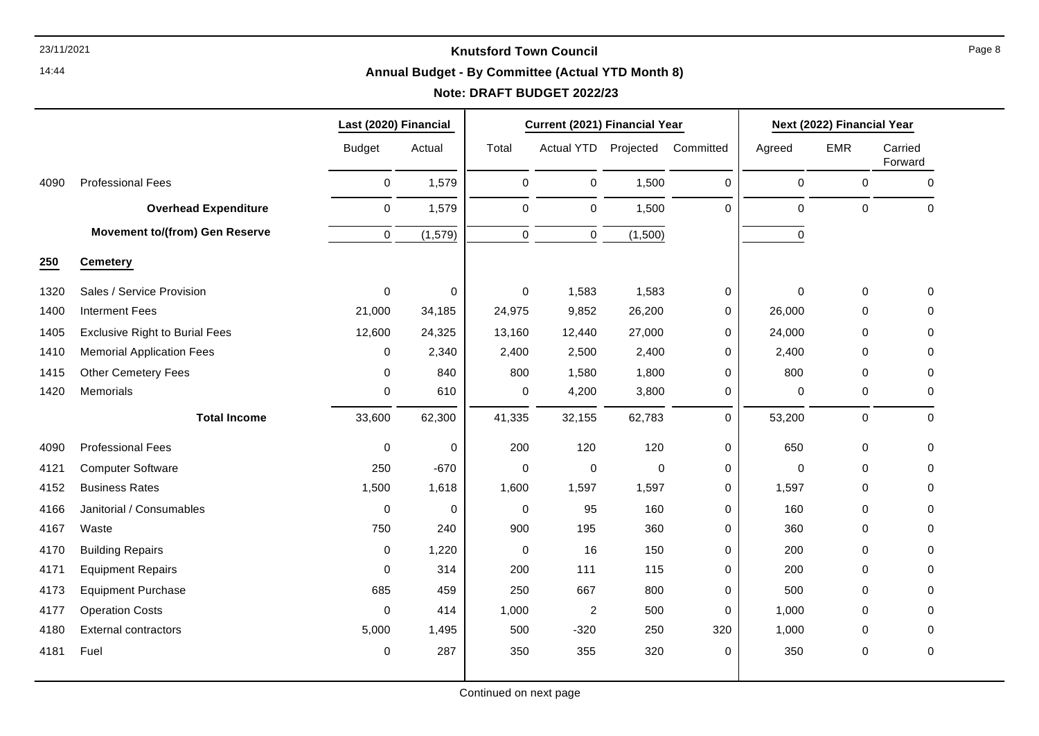| | | Last (2020) Financial | | Current (2021) Financial Year | | | | Next (2022) Financial Year | | |
|---|---|---|---|---|---|---|---|---|---|---|
| | | Budget | Actual | Total | Actual YTD | Projected | Committed | Agreed | EMR | Carried Forward |
| 4090 | Professional Fees | 0 | 1,579 | 0 | 0 | 1,500 | 0 | 0 | 0 | 0 |
| | **Overhead Expenditure** | 0 | 1,579 | 0 | 0 | 1,500 | 0 | 0 | 0 | 0 |
| | **Movement to/(from) Gen Reserve** | 0 | (1,579) | 0 | 0 | (1,500) | | 0 | | |
| **250** | **Cemetery** | | | | | | | | | |
| 1320 | Sales / Service Provision | 0 | 0 | 0 | 1,583 | 1,583 | 0 | 0 | 0 | 0 |
| 1400 | Interment Fees | 21,000 | 34,185 | 24,975 | 9,852 | 26,200 | 0 | 26,000 | 0 | 0 |
| 1405 | Exclusive Right to Burial Fees | 12,600 | 24,325 | 13,160 | 12,440 | 27,000 | 0 | 24,000 | 0 | 0 |
| 1410 | Memorial Application Fees | 0 | 2,340 | 2,400 | 2,500 | 2,400 | 0 | 2,400 | 0 | 0 |
| 1415 | Other Cemetery Fees | 0 | 840 | 800 | 1,580 | 1,800 | 0 | 800 | 0 | 0 |
| 1420 | Memorials | 0 | 610 | 0 | 4,200 | 3,800 | 0 | 0 | 0 | 0 |
| | **Total Income** | 33,600 | 62,300 | 41,335 | 32,155 | 62,783 | 0 | 53,200 | 0 | 0 |
| 4090 | Professional Fees | 0 | 0 | 200 | 120 | 120 | 0 | 650 | 0 | 0 |
| 4121 | Computer Software | 250 | -670 | 0 | 0 | 0 | 0 | 0 | 0 | 0 |
| 4152 | Business Rates | 1,500 | 1,618 | 1,600 | 1,597 | 1,597 | 0 | 1,597 | 0 | 0 |
| 4166 | Janitorial / Consumables | 0 | 0 | 0 | 95 | 160 | 0 | 160 | 0 | 0 |
| 4167 | Waste | 750 | 240 | 900 | 195 | 360 | 0 | 360 | 0 | 0 |
| 4170 | Building Repairs | 0 | 1,220 | 0 | 16 | 150 | 0 | 200 | 0 | 0 |
| 4171 | Equipment Repairs | 0 | 314 | 200 | 111 | 115 | 0 | 200 | 0 | 0 |
| 4173 | Equipment Purchase | 685 | 459 | 250 | 667 | 800 | 0 | 500 | 0 | 0 |
| 4177 | Operation Costs | 0 | 414 | 1,000 | 2 | 500 | 0 | 1,000 | 0 | 0 |
| 4180 | External contractors | 5,000 | 1,495 | 500 | -320 | 250 | 320 | 1,000 | 0 | 0 |
| 4181 | Fuel | 0 | 287 | 350 | 355 | 320 | 0 | 350 | 0 | 0 |

Continued on next page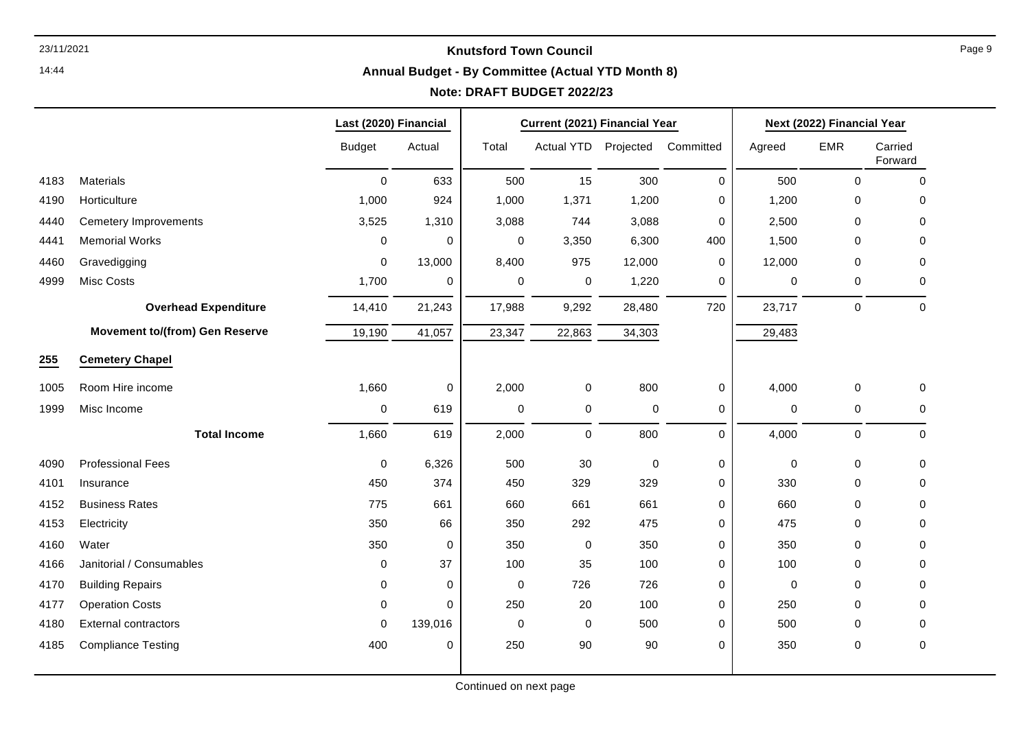# Knutsford Town Council

## Annual Budget - By Committee (Actual YTD Month 8)

### Note: DRAFT BUDGET 2022/23

| | | Last (2020) Financial | | Current (2021) Financial Year | | | | Next (2022) Financial Year | | |
|---|---|---|---|---|---|---|---|---|---|---|
| | | Budget | Actual | Total | Actual YTD | Projected | Committed | Agreed | EMR | Carried Forward |
| 4183 | Materials | 0 | 633 | 500 | 15 | 300 | 0 | 500 | 0 | 0 |
| 4190 | Horticulture | 1,000 | 924 | 1,000 | 1,371 | 1,200 | 0 | 1,200 | 0 | 0 |
| 4440 | Cemetery Improvements | 3,525 | 1,310 | 3,088 | 744 | 3,088 | 0 | 2,500 | 0 | 0 |
| 4441 | Memorial Works | 0 | 0 | 0 | 3,350 | 6,300 | 400 | 1,500 | 0 | 0 |
| 4460 | Gravedigging | 0 | 13,000 | 8,400 | 975 | 12,000 | 0 | 12,000 | 0 | 0 |
| 4999 | Misc Costs | 1,700 | 0 | 0 | 0 | 1,220 | 0 | 0 | 0 | 0 |
| | **Overhead Expenditure** | 14,410 | 21,243 | 17,988 | 9,292 | 28,480 | 720 | 23,717 | 0 | 0 |
| | **Movement to/(from) Gen Reserve** | 19,190 | 41,057 | 23,347 | 22,863 | 34,303 | | 29,483 | | |
| **255** | **Cemetery Chapel** | | | | | | | | | |
| 1005 | Room Hire income | 1,660 | 0 | 2,000 | 0 | 800 | 0 | 4,000 | 0 | 0 |
| 1999 | Misc Income | 0 | 619 | 0 | 0 | 0 | 0 | 0 | 0 | 0 |
| | **Total Income** | 1,660 | 619 | 2,000 | 0 | 800 | 0 | 4,000 | 0 | 0 |
| 4090 | Professional Fees | 0 | 6,326 | 500 | 30 | 0 | 0 | 0 | 0 | 0 |
| 4101 | Insurance | 450 | 374 | 450 | 329 | 329 | 0 | 330 | 0 | 0 |
| 4152 | Business Rates | 775 | 661 | 660 | 661 | 661 | 0 | 660 | 0 | 0 |
| 4153 | Electricity | 350 | 66 | 350 | 292 | 475 | 0 | 475 | 0 | 0 |
| 4160 | Water | 350 | 0 | 350 | 0 | 350 | 0 | 350 | 0 | 0 |
| 4166 | Janitorial / Consumables | 0 | 37 | 100 | 35 | 100 | 0 | 100 | 0 | 0 |
| 4170 | Building Repairs | 0 | 0 | 0 | 726 | 726 | 0 | 0 | 0 | 0 |
| 4177 | Operation Costs | 0 | 0 | 250 | 20 | 100 | 0 | 250 | 0 | 0 |
| 4180 | External contractors | 0 | 139,016 | 0 | 0 | 500 | 0 | 500 | 0 | 0 |
| 4185 | Compliance Testing | 400 | 0 | 250 | 90 | 90 | 0 | 350 | 0 | 0 |

Continued on next page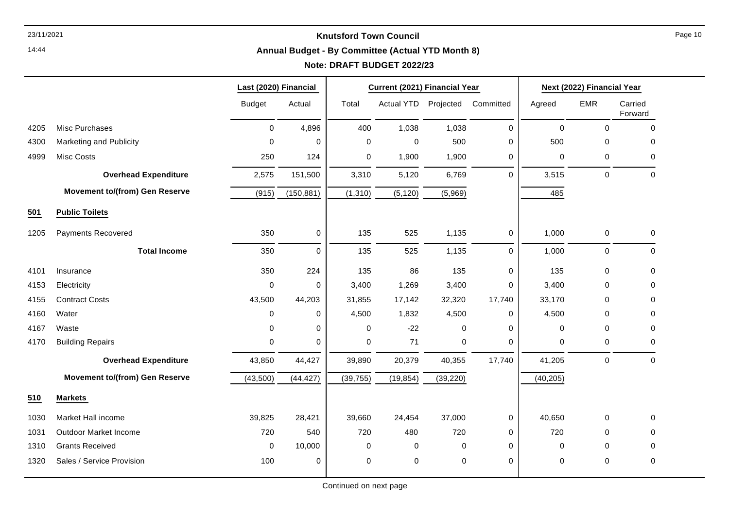**Knutsford Town Council**

**Annual Budget - By Committee (Actual YTD Month 8)**

**Note: DRAFT BUDGET 2022/23**

| | | Last (2020) Financial | | Current (2021) Financial Year | | | | Next (2022) Financial Year | | |
|---|---|---|---|---|---|---|---|---|---|---|
| | | Budget | Actual | Total | Actual YTD | Projected | Committed | Agreed | EMR | Carried Forward |
| 4205 | Misc Purchases | 0 | 4,896 | 400 | 1,038 | 1,038 | 0 | 0 | 0 | 0 |
| 4300 | Marketing and Publicity | 0 | 0 | 0 | 0 | 500 | 0 | 500 | 0 | 0 |
| 4999 | Misc Costs | 250 | 124 | 0 | 1,900 | 1,900 | 0 | 0 | 0 | 0 |
| | **Overhead Expenditure** | 2,575 | 151,500 | 3,310 | 5,120 | 6,769 | 0 | 3,515 | 0 | 0 |
| | **Movement to/(from) Gen Reserve** | (915) | (150,881) | (1,310) | (5,120) | (5,969) | | 485 | | |
| **501** | **Public Toilets** | | | | | | | | | |
| 1205 | Payments Recovered | 350 | 0 | 135 | 525 | 1,135 | 0 | 1,000 | 0 | 0 |
| | **Total Income** | 350 | 0 | 135 | 525 | 1,135 | 0 | 1,000 | 0 | 0 |
| 4101 | Insurance | 350 | 224 | 135 | 86 | 135 | 0 | 135 | 0 | 0 |
| 4153 | Electricity | 0 | 0 | 3,400 | 1,269 | 3,400 | 0 | 3,400 | 0 | 0 |
| 4155 | Contract Costs | 43,500 | 44,203 | 31,855 | 17,142 | 32,320 | 17,740 | 33,170 | 0 | 0 |
| 4160 | Water | 0 | 0 | 4,500 | 1,832 | 4,500 | 0 | 4,500 | 0 | 0 |
| 4167 | Waste | 0 | 0 | 0 | -22 | 0 | 0 | 0 | 0 | 0 |
| 4170 | Building Repairs | 0 | 0 | 0 | 71 | 0 | 0 | 0 | 0 | 0 |
| | **Overhead Expenditure** | 43,850 | 44,427 | 39,890 | 20,379 | 40,355 | 17,740 | 41,205 | 0 | 0 |
| | **Movement to/(from) Gen Reserve** | (43,500) | (44,427) | (39,755) | (19,854) | (39,220) | | (40,205) | | |
| **510** | **Markets** | | | | | | | | | |
| 1030 | Market Hall income | 39,825 | 28,421 | 39,660 | 24,454 | 37,000 | 0 | 40,650 | 0 | 0 |
| 1031 | Outdoor Market Income | 720 | 540 | 720 | 480 | 720 | 0 | 720 | 0 | 0 |
| 1310 | Grants Received | 0 | 10,000 | 0 | 0 | 0 | 0 | 0 | 0 | 0 |
| 1320 | Sales / Service Provision | 100 | 0 | 0 | 0 | 0 | 0 | 0 | 0 | 0 |

Continued on next page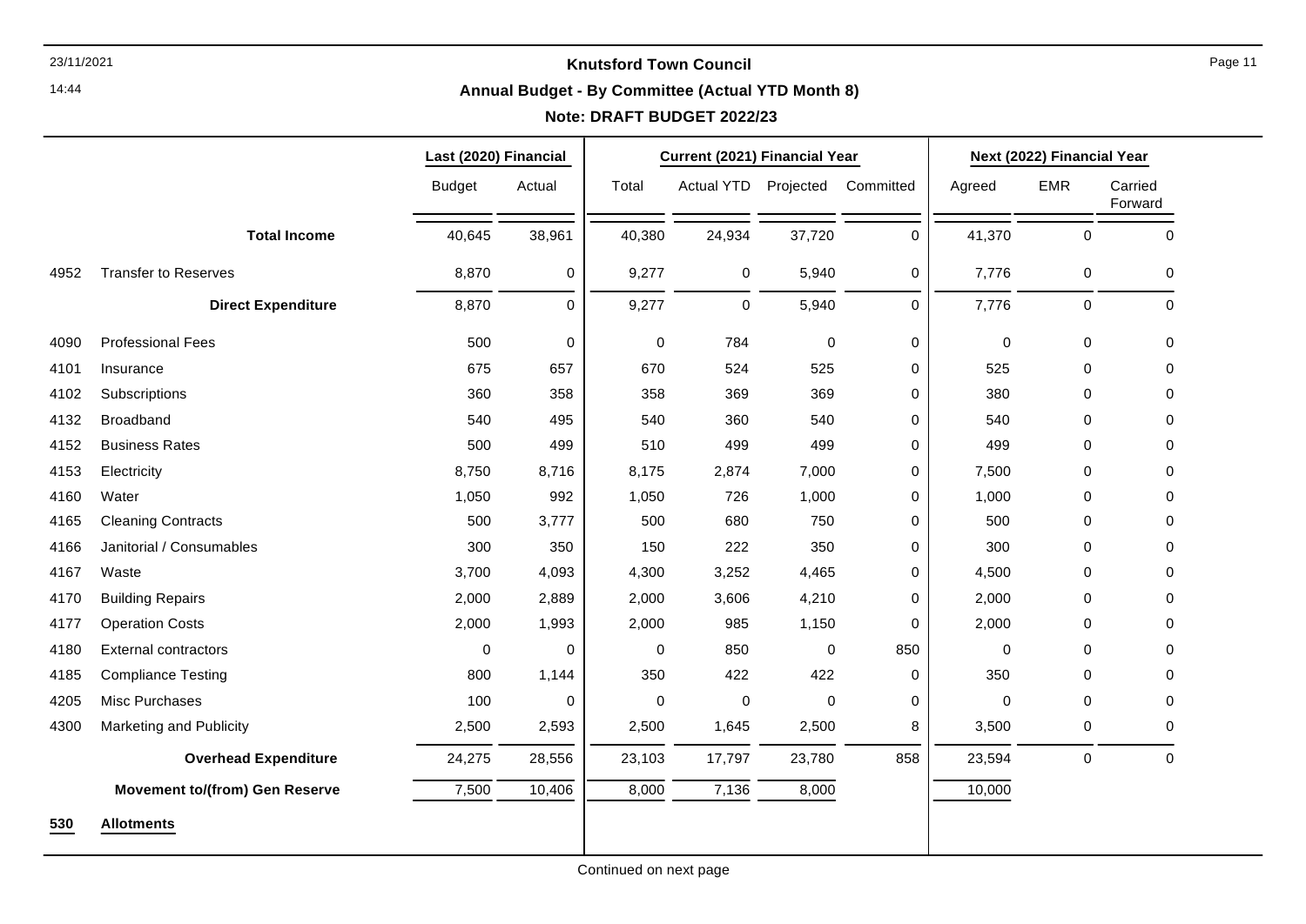**Knutsford Town Council**

**Annual Budget - By Committee (Actual YTD Month 8)**

**Note: DRAFT BUDGET 2022/23**

| | | Last (2020) Financial | | Current (2021) Financial Year | | | | Next (2022) Financial Year | | |
|---|---|---|---|---|---|---|---|---|---|---|
| | | Budget | Actual | Total | Actual YTD | Projected | Committed | Agreed | EMR | Carried Forward |
| | **Total Income** | 40,645 | 38,961 | 40,380 | 24,934 | 37,720 | 0 | 41,370 | 0 | 0 |
| 4952 | Transfer to Reserves | 8,870 | 0 | 9,277 | 0 | 5,940 | 0 | 7,776 | 0 | 0 |
| | **Direct Expenditure** | 8,870 | 0 | 9,277 | 0 | 5,940 | 0 | 7,776 | 0 | 0 |
| 4090 | Professional Fees | 500 | 0 | 0 | 784 | 0 | 0 | 0 | 0 | 0 |
| 4101 | Insurance | 675 | 657 | 670 | 524 | 525 | 0 | 525 | 0 | 0 |
| 4102 | Subscriptions | 360 | 358 | 358 | 369 | 369 | 0 | 380 | 0 | 0 |
| 4132 | Broadband | 540 | 495 | 540 | 360 | 540 | 0 | 540 | 0 | 0 |
| 4152 | Business Rates | 500 | 499 | 510 | 499 | 499 | 0 | 499 | 0 | 0 |
| 4153 | Electricity | 8,750 | 8,716 | 8,175 | 2,874 | 7,000 | 0 | 7,500 | 0 | 0 |
| 4160 | Water | 1,050 | 992 | 1,050 | 726 | 1,000 | 0 | 1,000 | 0 | 0 |
| 4165 | Cleaning Contracts | 500 | 3,777 | 500 | 680 | 750 | 0 | 500 | 0 | 0 |
| 4166 | Janitorial / Consumables | 300 | 350 | 150 | 222 | 350 | 0 | 300 | 0 | 0 |
| 4167 | Waste | 3,700 | 4,093 | 4,300 | 3,252 | 4,465 | 0 | 4,500 | 0 | 0 |
| 4170 | Building Repairs | 2,000 | 2,889 | 2,000 | 3,606 | 4,210 | 0 | 2,000 | 0 | 0 |
| 4177 | Operation Costs | 2,000 | 1,993 | 2,000 | 985 | 1,150 | 0 | 2,000 | 0 | 0 |
| 4180 | External contractors | 0 | 0 | 0 | 850 | 0 | 850 | 0 | 0 | 0 |
| 4185 | Compliance Testing | 800 | 1,144 | 350 | 422 | 422 | 0 | 350 | 0 | 0 |
| 4205 | Misc Purchases | 100 | 0 | 0 | 0 | 0 | 0 | 0 | 0 | 0 |
| 4300 | Marketing and Publicity | 2,500 | 2,593 | 2,500 | 1,645 | 2,500 | 8 | 3,500 | 0 | 0 |
| | **Overhead Expenditure** | 24,275 | 28,556 | 23,103 | 17,797 | 23,780 | 858 | 23,594 | 0 | 0 |
| | **Movement to/(from) Gen Reserve** | 7,500 | 10,406 | 8,000 | 7,136 | 8,000 | | 10,000 | | |

**530 Allotments**

Continued on next page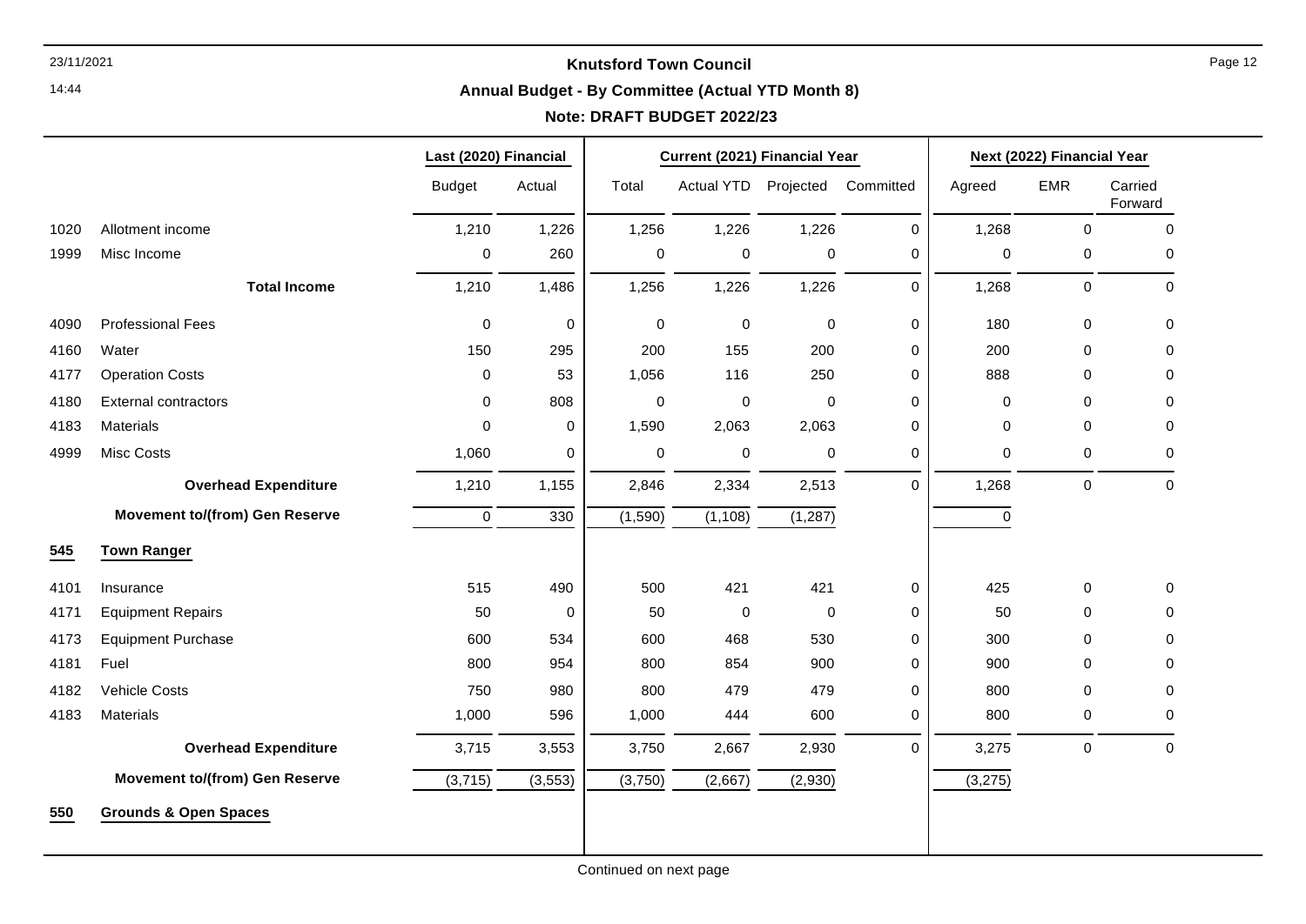# Knutsford Town Council

## Annual Budget - By Committee (Actual YTD Month 8)

### Note: DRAFT BUDGET 2022/23

| | | Last (2020) Financial | | Current (2021) Financial Year | | | | Next (2022) Financial Year | | |
|---|---|---|---|---|---|---|---|---|---|---|
| | | Budget | Actual | Total | Actual YTD | Projected | Committed | Agreed | EMR | Carried Forward |
| 1020 | Allotment income | 1,210 | 1,226 | 1,256 | 1,226 | 1,226 | 0 | 1,268 | 0 | 0 |
| 1999 | Misc Income | 0 | 260 | 0 | 0 | 0 | 0 | 0 | 0 | 0 |
| | **Total Income** | 1,210 | 1,486 | 1,256 | 1,226 | 1,226 | 0 | 1,268 | 0 | 0 |
| 4090 | Professional Fees | 0 | 0 | 0 | 0 | 0 | 0 | 180 | 0 | 0 |
| 4160 | Water | 150 | 295 | 200 | 155 | 200 | 0 | 200 | 0 | 0 |
| 4177 | Operation Costs | 0 | 53 | 1,056 | 116 | 250 | 0 | 888 | 0 | 0 |
| 4180 | External contractors | 0 | 808 | 0 | 0 | 0 | 0 | 0 | 0 | 0 |
| 4183 | Materials | 0 | 0 | 1,590 | 2,063 | 2,063 | 0 | 0 | 0 | 0 |
| 4999 | Misc Costs | 1,060 | 0 | 0 | 0 | 0 | 0 | 0 | 0 | 0 |
| | **Overhead Expenditure** | 1,210 | 1,155 | 2,846 | 2,334 | 2,513 | 0 | 1,268 | 0 | 0 |
| | **Movement to/(from) Gen Reserve** | 0 | 330 | (1,590) | (1,108) | (1,287) | | 0 | | |
| **545** | **Town Ranger** | | | | | | | | | |
| 4101 | Insurance | 515 | 490 | 500 | 421 | 421 | 0 | 425 | 0 | 0 |
| 4171 | Equipment Repairs | 50 | 0 | 50 | 0 | 0 | 0 | 50 | 0 | 0 |
| 4173 | Equipment Purchase | 600 | 534 | 600 | 468 | 530 | 0 | 300 | 0 | 0 |
| 4181 | Fuel | 800 | 954 | 800 | 854 | 900 | 0 | 900 | 0 | 0 |
| 4182 | Vehicle Costs | 750 | 980 | 800 | 479 | 479 | 0 | 800 | 0 | 0 |
| 4183 | Materials | 1,000 | 596 | 1,000 | 444 | 600 | 0 | 800 | 0 | 0 |
| | **Overhead Expenditure** | 3,715 | 3,553 | 3,750 | 2,667 | 2,930 | 0 | 3,275 | 0 | 0 |
| | **Movement to/(from) Gen Reserve** | (3,715) | (3,553) | (3,750) | (2,667) | (2,930) | | (3,275) | | |
| **550** | **Grounds & Open Spaces** | | | | | | | | | |

Continued on next page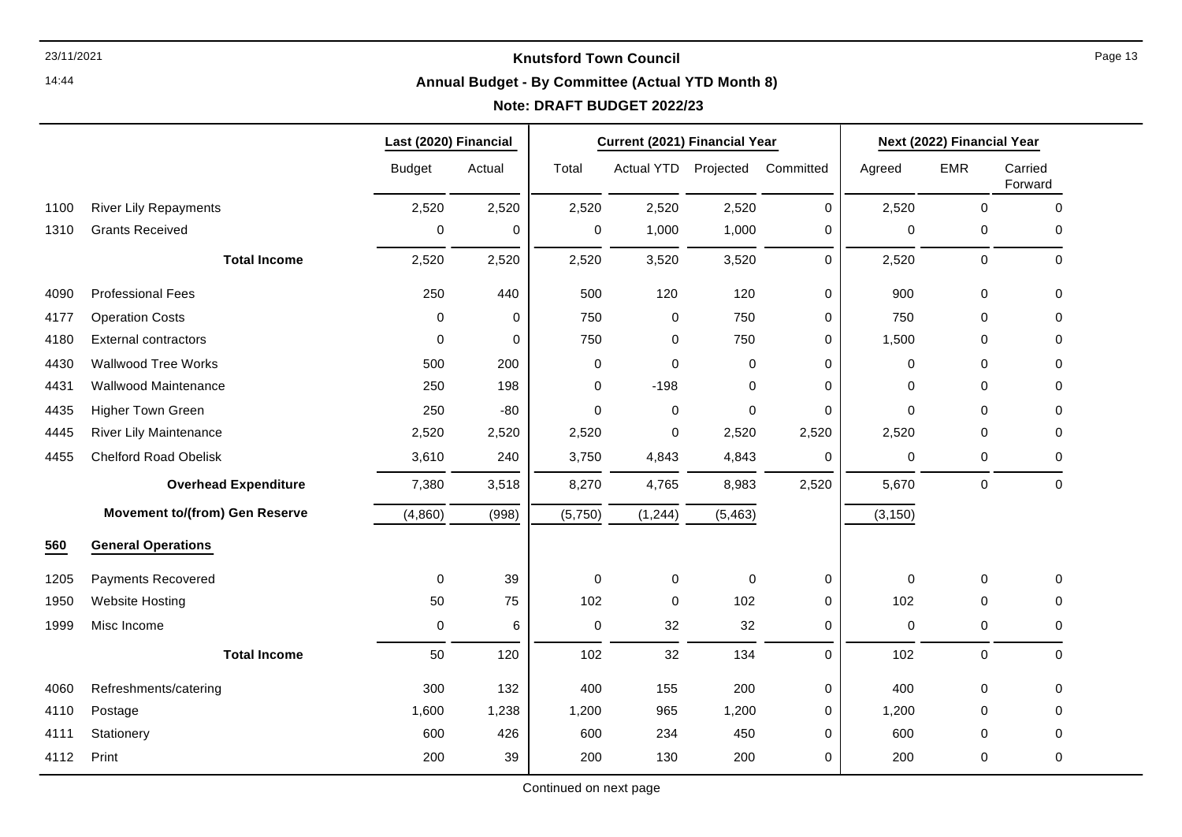# Knutsford Town Council

## Annual Budget - By Committee (Actual YTD Month 8)

### Note: DRAFT BUDGET 2022/23

| | | Last (2020) Financial | | Current (2021) Financial Year | | | | Next (2022) Financial Year | | |
|---|---|---|---|---|---|---|---|---|---|---|
| | | Budget | Actual | Total | Actual YTD | Projected | Committed | Agreed | EMR | Carried Forward |
| 1100 | River Lily Repayments | 2,520 | 2,520 | 2,520 | 2,520 | 2,520 | 0 | 2,520 | 0 | 0 |
| 1310 | Grants Received | 0 | 0 | 0 | 1,000 | 1,000 | 0 | 0 | 0 | 0 |
| | **Total Income** | 2,520 | 2,520 | 2,520 | 3,520 | 3,520 | 0 | 2,520 | 0 | 0 |
| 4090 | Professional Fees | 250 | 440 | 500 | 120 | 120 | 0 | 900 | 0 | 0 |
| 4177 | Operation Costs | 0 | 0 | 750 | 0 | 750 | 0 | 750 | 0 | 0 |
| 4180 | External contractors | 0 | 0 | 750 | 0 | 750 | 0 | 1,500 | 0 | 0 |
| 4430 | Wallwood Tree Works | 500 | 200 | 0 | 0 | 0 | 0 | 0 | 0 | 0 |
| 4431 | Wallwood Maintenance | 250 | 198 | 0 | -198 | 0 | 0 | 0 | 0 | 0 |
| 4435 | Higher Town Green | 250 | -80 | 0 | 0 | 0 | 0 | 0 | 0 | 0 |
| 4445 | River Lily Maintenance | 2,520 | 2,520 | 2,520 | 0 | 2,520 | 2,520 | 2,520 | 0 | 0 |
| 4455 | Chelford Road Obelisk | 3,610 | 240 | 3,750 | 4,843 | 4,843 | 0 | 0 | 0 | 0 |
| | **Overhead Expenditure** | 7,380 | 3,518 | 8,270 | 4,765 | 8,983 | 2,520 | 5,670 | 0 | 0 |
| | **Movement to/(from) Gen Reserve** | (4,860) | (998) | (5,750) | (1,244) | (5,463) | | (3,150) | | |
| **560** | **General Operations** | | | | | | | | | |
| 1205 | Payments Recovered | 0 | 39 | 0 | 0 | 0 | 0 | 0 | 0 | 0 |
| 1950 | Website Hosting | 50 | 75 | 102 | 0 | 102 | 0 | 102 | 0 | 0 |
| 1999 | Misc Income | 0 | 6 | 0 | 32 | 32 | 0 | 0 | 0 | 0 |
| | **Total Income** | 50 | 120 | 102 | 32 | 134 | 0 | 102 | 0 | 0 |
| 4060 | Refreshments/catering | 300 | 132 | 400 | 155 | 200 | 0 | 400 | 0 | 0 |
| 4110 | Postage | 1,600 | 1,238 | 1,200 | 965 | 1,200 | 0 | 1,200 | 0 | 0 |
| 4111 | Stationery | 600 | 426 | 600 | 234 | 450 | 0 | 600 | 0 | 0 |
| 4112 | Print | 200 | 39 | 200 | 130 | 200 | 0 | 200 | 0 | 0 |

Continued on next page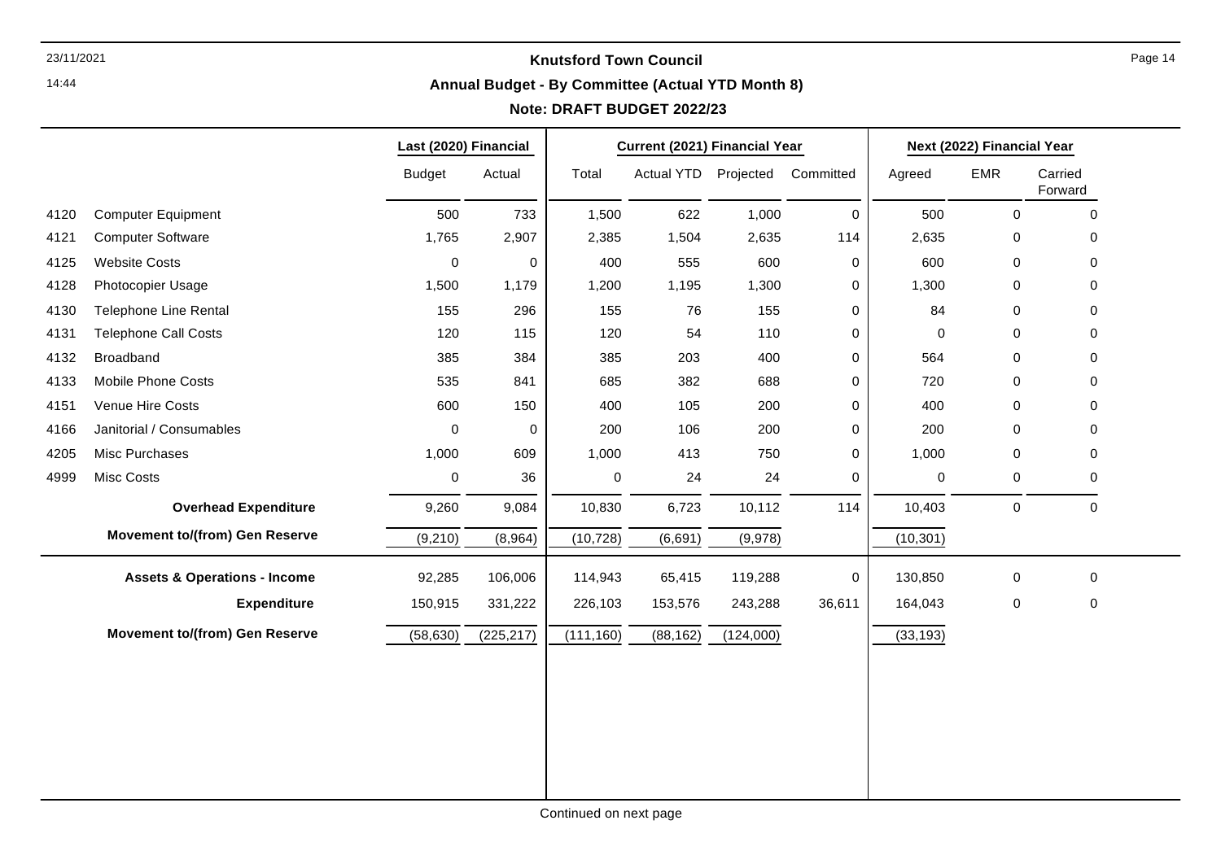# Knutsford Town Council

## Annual Budget - By Committee (Actual YTD Month 8)

### Note: DRAFT BUDGET 2022/23

| | | Last (2020) Financial | | Current (2021) Financial Year | | | | Next (2022) Financial Year | | |
|---|---|---|---|---|---|---|---|---|---|---|
| | | Budget | Actual | Total | Actual YTD | Projected | Committed | Agreed | EMR | Carried Forward |
| 4120 | Computer Equipment | 500 | 733 | 1,500 | 622 | 1,000 | 0 | 500 | 0 | 0 |
| 4121 | Computer Software | 1,765 | 2,907 | 2,385 | 1,504 | 2,635 | 114 | 2,635 | 0 | 0 |
| 4125 | Website Costs | 0 | 0 | 400 | 555 | 600 | 0 | 600 | 0 | 0 |
| 4128 | Photocopier Usage | 1,500 | 1,179 | 1,200 | 1,195 | 1,300 | 0 | 1,300 | 0 | 0 |
| 4130 | Telephone Line Rental | 155 | 296 | 155 | 76 | 155 | 0 | 84 | 0 | 0 |
| 4131 | Telephone Call Costs | 120 | 115 | 120 | 54 | 110 | 0 | 0 | 0 | 0 |
| 4132 | Broadband | 385 | 384 | 385 | 203 | 400 | 0 | 564 | 0 | 0 |
| 4133 | Mobile Phone Costs | 535 | 841 | 685 | 382 | 688 | 0 | 720 | 0 | 0 |
| 4151 | Venue Hire Costs | 600 | 150 | 400 | 105 | 200 | 0 | 400 | 0 | 0 |
| 4166 | Janitorial / Consumables | 0 | 0 | 200 | 106 | 200 | 0 | 200 | 0 | 0 |
| 4205 | Misc Purchases | 1,000 | 609 | 1,000 | 413 | 750 | 0 | 1,000 | 0 | 0 |
| 4999 | Misc Costs | 0 | 36 | 0 | 24 | 24 | 0 | 0 | 0 | 0 |
| | **Overhead Expenditure** | 9,260 | 9,084 | 10,830 | 6,723 | 10,112 | 114 | 10,403 | 0 | 0 |
| | **Movement to/(from) Gen Reserve** | (9,210) | (8,964) | (10,728) | (6,691) | (9,978) | | (10,301) | | |
| | **Assets & Operations - Income** | 92,285 | 106,006 | 114,943 | 65,415 | 119,288 | 0 | 130,850 | 0 | 0 |
| | **Expenditure** | 150,915 | 331,222 | 226,103 | 153,576 | 243,288 | 36,611 | 164,043 | 0 | 0 |
| | **Movement to/(from) Gen Reserve** | (58,630) | (225,217) | (111,160) | (88,162) | (124,000) | | (33,193) | | |

Continued on next page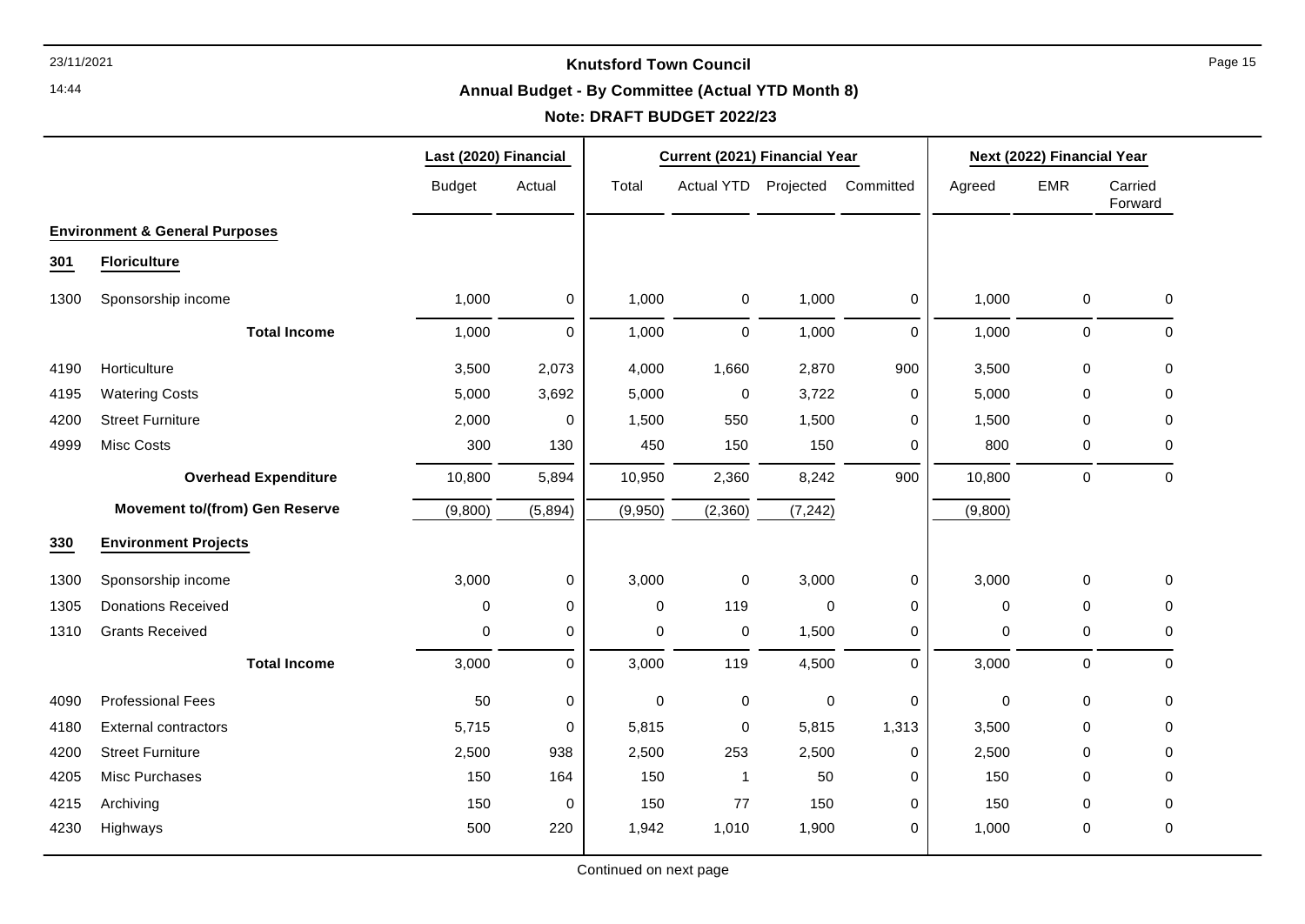## Knutsford Town Council

### Annual Budget - By Committee (Actual YTD Month 8)

### Note: DRAFT BUDGET 2022/23

| | | Last (2020) Financial | | Current (2021) Financial Year | | | | Next (2022) Financial Year | | |
|---|---|---|---|---|---|---|---|---|---|---|
| | | Budget | Actual | Total | Actual YTD | Projected | Committed | Agreed | EMR | Carried Forward |
| | **Environment & General Purposes** | | | | | | | | | |
| **301** | **Floriculture** | | | | | | | | | |
| 1300 | Sponsorship income | 1,000 | 0 | 1,000 | 0 | 1,000 | 0 | 1,000 | 0 | 0 |
| | **Total Income** | 1,000 | 0 | 1,000 | 0 | 1,000 | 0 | 1,000 | 0 | 0 |
| 4190 | Horticulture | 3,500 | 2,073 | 4,000 | 1,660 | 2,870 | 900 | 3,500 | 0 | 0 |
| 4195 | Watering Costs | 5,000 | 3,692 | 5,000 | 0 | 3,722 | 0 | 5,000 | 0 | 0 |
| 4200 | Street Furniture | 2,000 | 0 | 1,500 | 550 | 1,500 | 0 | 1,500 | 0 | 0 |
| 4999 | Misc Costs | 300 | 130 | 450 | 150 | 150 | 0 | 800 | 0 | 0 |
| | **Overhead Expenditure** | 10,800 | 5,894 | 10,950 | 2,360 | 8,242 | 900 | 10,800 | 0 | 0 |
| | **Movement to/(from) Gen Reserve** | (9,800) | (5,894) | (9,950) | (2,360) | (7,242) | | (9,800) | | |
| **330** | **Environment Projects** | | | | | | | | | |
| 1300 | Sponsorship income | 3,000 | 0 | 3,000 | 0 | 3,000 | 0 | 3,000 | 0 | 0 |
| 1305 | Donations Received | 0 | 0 | 0 | 119 | 0 | 0 | 0 | 0 | 0 |
| 1310 | Grants Received | 0 | 0 | 0 | 0 | 1,500 | 0 | 0 | 0 | 0 |
| | **Total Income** | 3,000 | 0 | 3,000 | 119 | 4,500 | 0 | 3,000 | 0 | 0 |
| 4090 | Professional Fees | 50 | 0 | 0 | 0 | 0 | 0 | 0 | 0 | 0 |
| 4180 | External contractors | 5,715 | 0 | 5,815 | 0 | 5,815 | 1,313 | 3,500 | 0 | 0 |
| 4200 | Street Furniture | 2,500 | 938 | 2,500 | 253 | 2,500 | 0 | 2,500 | 0 | 0 |
| 4205 | Misc Purchases | 150 | 164 | 150 | 1 | 50 | 0 | 150 | 0 | 0 |
| 4215 | Archiving | 150 | 0 | 150 | 77 | 150 | 0 | 150 | 0 | 0 |
| 4230 | Highways | 500 | 220 | 1,942 | 1,010 | 1,900 | 0 | 1,000 | 0 | 0 |

Continued on next page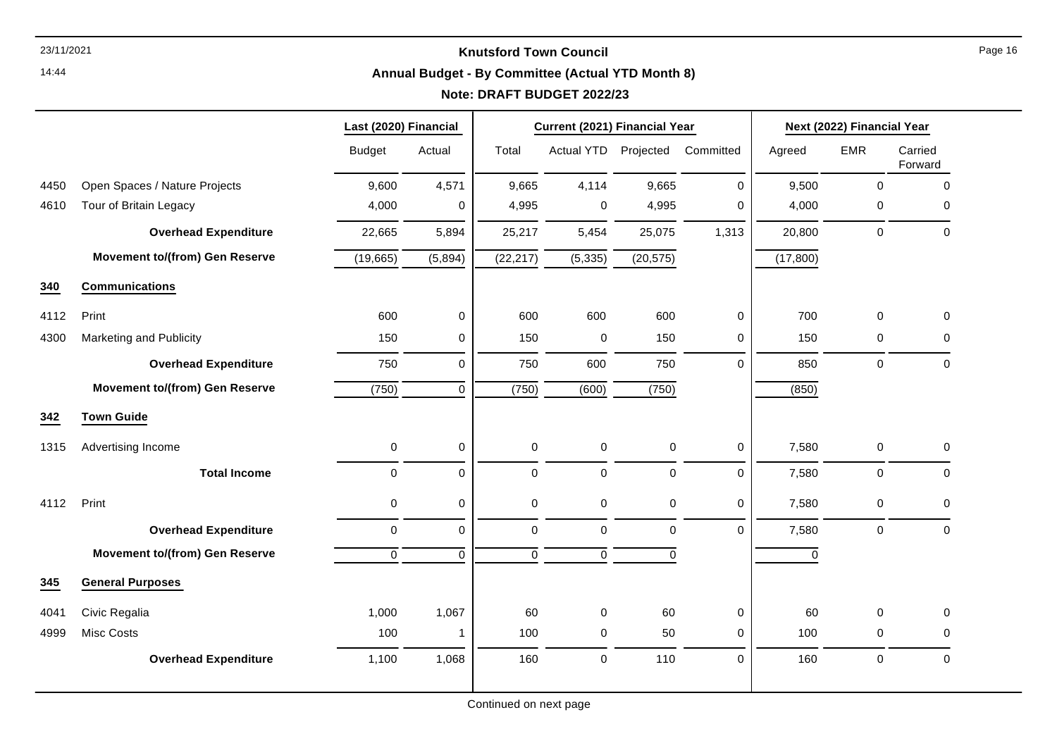**Knutsford Town Council**

**Annual Budget - By Committee (Actual YTD Month 8)**

**Note: DRAFT BUDGET 2022/23**

| | | Last (2020) Financial | | Current (2021) Financial Year | | | | Next (2022) Financial Year | | |
|---|---|---|---|---|---|---|---|---|---|---|
| | | Budget | Actual | Total | Actual YTD | Projected | Committed | Agreed | EMR | Carried Forward |
| 4450 | Open Spaces / Nature Projects | 9,600 | 4,571 | 9,665 | 4,114 | 9,665 | 0 | 9,500 | 0 | 0 |
| 4610 | Tour of Britain Legacy | 4,000 | 0 | 4,995 | 0 | 4,995 | 0 | 4,000 | 0 | 0 |
| | **Overhead Expenditure** | 22,665 | 5,894 | 25,217 | 5,454 | 25,075 | 1,313 | 20,800 | 0 | 0 |
| | **Movement to/(from) Gen Reserve** | (19,665) | (5,894) | (22,217) | (5,335) | (20,575) | | (17,800) | | |
| **340** | **Communications** | | | | | | | | | |
| 4112 | Print | 600 | 0 | 600 | 600 | 600 | 0 | 700 | 0 | 0 |
| 4300 | Marketing and Publicity | 150 | 0 | 150 | 0 | 150 | 0 | 150 | 0 | 0 |
| | **Overhead Expenditure** | 750 | 0 | 750 | 600 | 750 | 0 | 850 | 0 | 0 |
| | **Movement to/(from) Gen Reserve** | (750) | 0 | (750) | (600) | (750) | | (850) | | |
| **342** | **Town Guide** | | | | | | | | | |
| 1315 | Advertising Income | 0 | 0 | 0 | 0 | 0 | 0 | 7,580 | 0 | 0 |
| | **Total Income** | 0 | 0 | 0 | 0 | 0 | 0 | 7,580 | 0 | 0 |
| 4112 | Print | 0 | 0 | 0 | 0 | 0 | 0 | 7,580 | 0 | 0 |
| | **Overhead Expenditure** | 0 | 0 | 0 | 0 | 0 | 0 | 7,580 | 0 | 0 |
| | **Movement to/(from) Gen Reserve** | 0 | 0 | 0 | 0 | 0 | | 0 | | |
| **345** | **General Purposes** | | | | | | | | | |
| 4041 | Civic Regalia | 1,000 | 1,067 | 60 | 0 | 60 | 0 | 60 | 0 | 0 |
| 4999 | Misc Costs | 100 | 1 | 100 | 0 | 50 | 0 | 100 | 0 | 0 |
| | **Overhead Expenditure** | 1,100 | 1,068 | 160 | 0 | 110 | 0 | 160 | 0 | 0 |

Continued on next page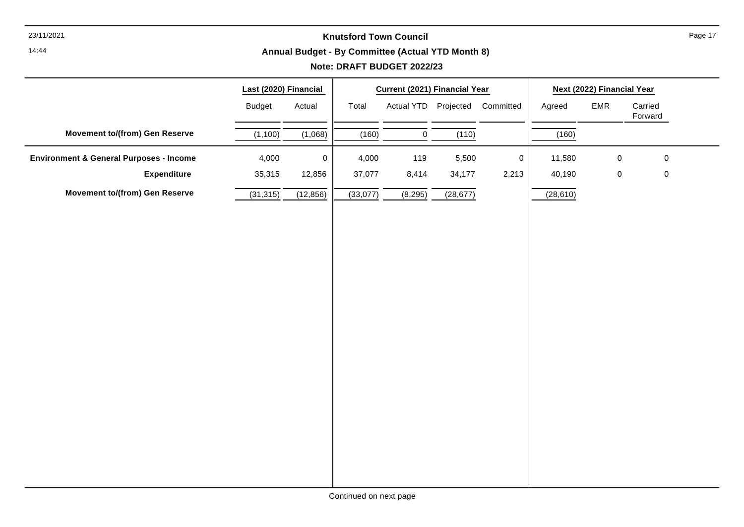**Knutsford Town Council**

**Annual Budget - By Committee (Actual YTD Month 8)**

**Note: DRAFT BUDGET 2022/23**

| | Last (2020) Financial | | Current (2021) Financial Year | | | | Next (2022) Financial Year | | |
|---|---|---|---|---|---|---|---|---|---|
| | Budget | Actual | Total | Actual YTD | Projected | Committed | Agreed | EMR | Carried Forward |
| **Movement to/(from) Gen Reserve** | (1,100) | (1,068) | (160) | 0 | (110) | | (160) | | |
| **Environment & General Purposes - Income** | 4,000 | 0 | 4,000 | 119 | 5,500 | 0 | 11,580 | 0 | 0 |
| **Expenditure** | 35,315 | 12,856 | 37,077 | 8,414 | 34,177 | 2,213 | 40,190 | 0 | 0 |
| **Movement to/(from) Gen Reserve** | (31,315) | (12,856) | (33,077) | (8,295) | (28,677) | | (28,610) | | |

Continued on next page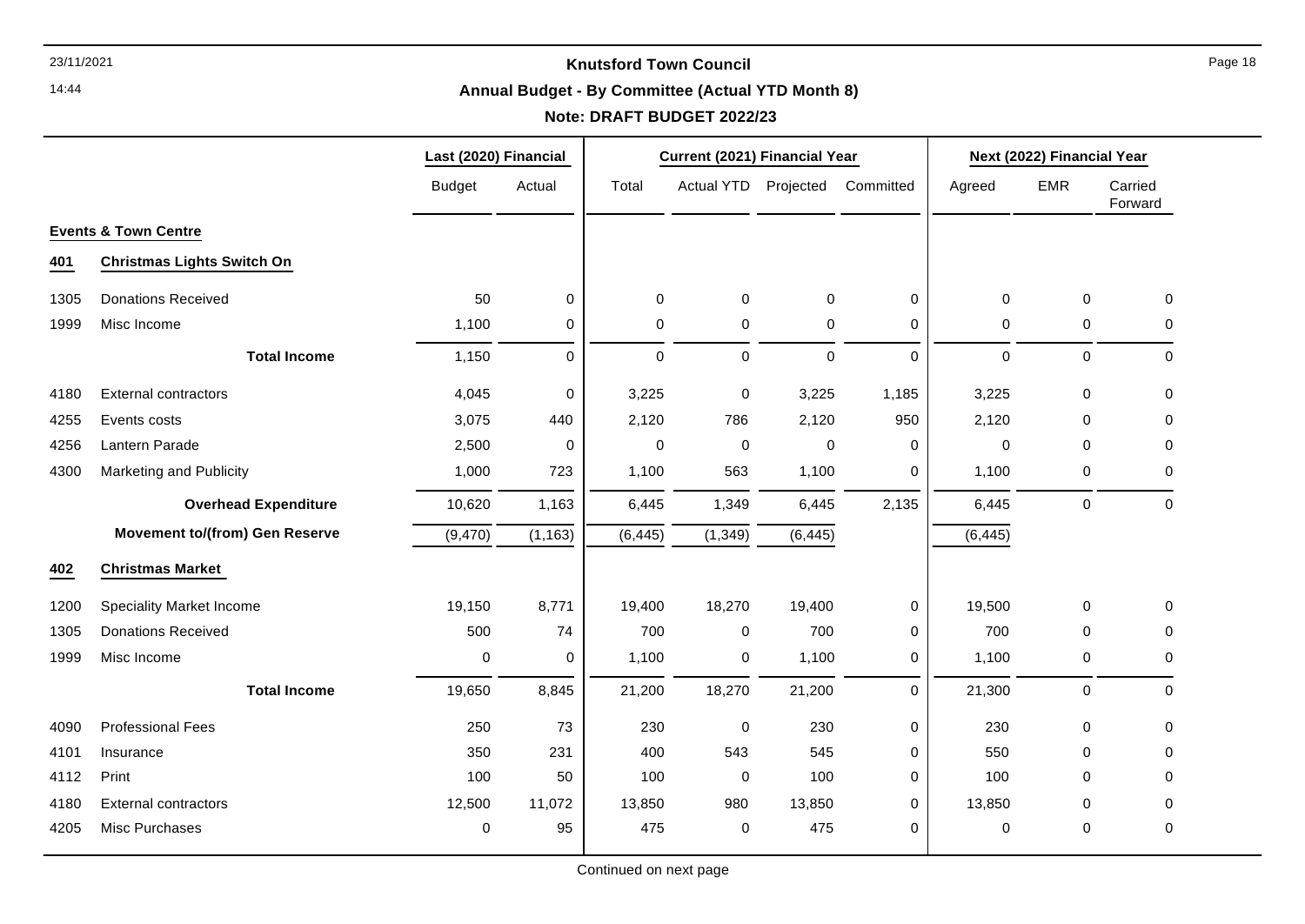# Knutsford Town Council

## Annual Budget - By Committee (Actual YTD Month 8)

**Note: DRAFT BUDGET 2022/23**

| | | Last (2020) Financial | | Current (2021) Financial Year | | | | Next (2022) Financial Year | | |
|---|---|---|---|---|---|---|---|---|---|---|
| | | Budget | Actual | Total | Actual YTD | Projected | Committed | Agreed | EMR | Carried Forward |
| | **Events & Town Centre** | | | | | | | | | |
| **401** | **Christmas Lights Switch On** | | | | | | | | | |
| 1305 | Donations Received | 50 | 0 | 0 | 0 | 0 | 0 | 0 | 0 | 0 |
| 1999 | Misc Income | 1,100 | 0 | 0 | 0 | 0 | 0 | 0 | 0 | 0 |
| | **Total Income** | 1,150 | 0 | 0 | 0 | 0 | 0 | 0 | 0 | 0 |
| 4180 | External contractors | 4,045 | 0 | 3,225 | 0 | 3,225 | 1,185 | 3,225 | 0 | 0 |
| 4255 | Events costs | 3,075 | 440 | 2,120 | 786 | 2,120 | 950 | 2,120 | 0 | 0 |
| 4256 | Lantern Parade | 2,500 | 0 | 0 | 0 | 0 | 0 | 0 | 0 | 0 |
| 4300 | Marketing and Publicity | 1,000 | 723 | 1,100 | 563 | 1,100 | 0 | 1,100 | 0 | 0 |
| | **Overhead Expenditure** | 10,620 | 1,163 | 6,445 | 1,349 | 6,445 | 2,135 | 6,445 | 0 | 0 |
| | **Movement to/(from) Gen Reserve** | (9,470) | (1,163) | (6,445) | (1,349) | (6,445) | | (6,445) | | |
| **402** | **Christmas Market** | | | | | | | | | |
| 1200 | Speciality Market Income | 19,150 | 8,771 | 19,400 | 18,270 | 19,400 | 0 | 19,500 | 0 | 0 |
| 1305 | Donations Received | 500 | 74 | 700 | 0 | 700 | 0 | 700 | 0 | 0 |
| 1999 | Misc Income | 0 | 0 | 1,100 | 0 | 1,100 | 0 | 1,100 | 0 | 0 |
| | **Total Income** | 19,650 | 8,845 | 21,200 | 18,270 | 21,200 | 0 | 21,300 | 0 | 0 |
| 4090 | Professional Fees | 250 | 73 | 230 | 0 | 230 | 0 | 230 | 0 | 0 |
| 4101 | Insurance | 350 | 231 | 400 | 543 | 545 | 0 | 550 | 0 | 0 |
| 4112 | Print | 100 | 50 | 100 | 0 | 100 | 0 | 100 | 0 | 0 |
| 4180 | External contractors | 12,500 | 11,072 | 13,850 | 980 | 13,850 | 0 | 13,850 | 0 | 0 |
| 4205 | Misc Purchases | 0 | 95 | 475 | 0 | 475 | 0 | 0 | 0 | 0 |

Continued on next page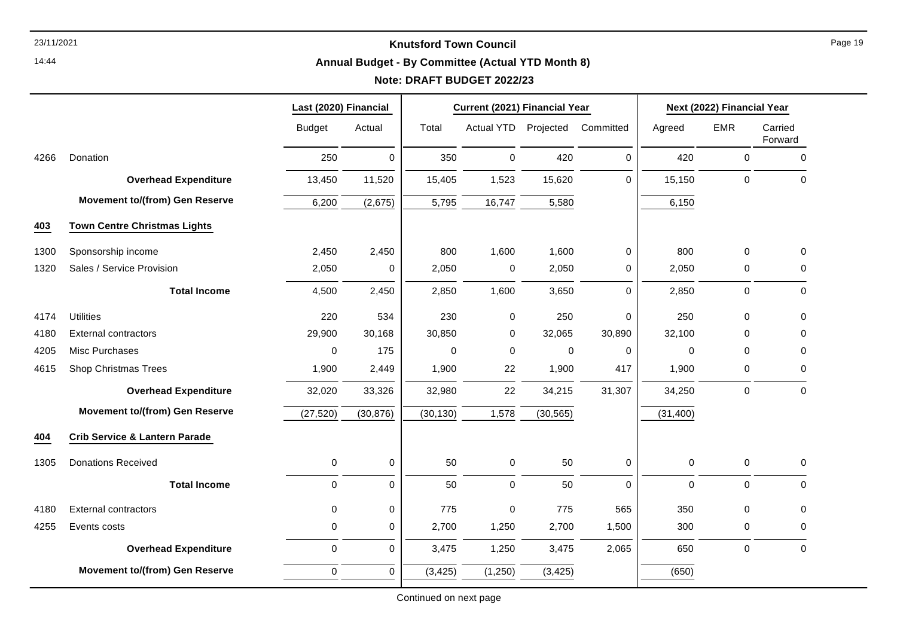**Knutsford Town Council**

**Annual Budget - By Committee (Actual YTD Month 8)**

**Note: DRAFT BUDGET 2022/23**

| | | Last (2020) Financial | | Current (2021) Financial Year | | | | Next (2022) Financial Year | | |
|---|---|---|---|---|---|---|---|---|---|---|
| | | Budget | Actual | Total | Actual YTD | Projected | Committed | Agreed | EMR | Carried Forward |
| 4266 | Donation | 250 | 0 | 350 | 0 | 420 | 0 | 420 | 0 | 0 |
| | **Overhead Expenditure** | 13,450 | 11,520 | 15,405 | 1,523 | 15,620 | 0 | 15,150 | 0 | 0 |
| | **Movement to/(from) Gen Reserve** | 6,200 | (2,675) | 5,795 | 16,747 | 5,580 | | 6,150 | | |
| **403** | **Town Centre Christmas Lights** | | | | | | | | | |
| 1300 | Sponsorship income | 2,450 | 2,450 | 800 | 1,600 | 1,600 | 0 | 800 | 0 | 0 |
| 1320 | Sales / Service Provision | 2,050 | 0 | 2,050 | 0 | 2,050 | 0 | 2,050 | 0 | 0 |
| | **Total Income** | 4,500 | 2,450 | 2,850 | 1,600 | 3,650 | 0 | 2,850 | 0 | 0 |
| 4174 | Utilities | 220 | 534 | 230 | 0 | 250 | 0 | 250 | 0 | 0 |
| 4180 | External contractors | 29,900 | 30,168 | 30,850 | 0 | 32,065 | 30,890 | 32,100 | 0 | 0 |
| 4205 | Misc Purchases | 0 | 175 | 0 | 0 | 0 | 0 | 0 | 0 | 0 |
| 4615 | Shop Christmas Trees | 1,900 | 2,449 | 1,900 | 22 | 1,900 | 417 | 1,900 | 0 | 0 |
| | **Overhead Expenditure** | 32,020 | 33,326 | 32,980 | 22 | 34,215 | 31,307 | 34,250 | 0 | 0 |
| | **Movement to/(from) Gen Reserve** | (27,520) | (30,876) | (30,130) | 1,578 | (30,565) | | (31,400) | | |
| **404** | **Crib Service & Lantern Parade** | | | | | | | | | |
| 1305 | Donations Received | 0 | 0 | 50 | 0 | 50 | 0 | 0 | 0 | 0 |
| | **Total Income** | 0 | 0 | 50 | 0 | 50 | 0 | 0 | 0 | 0 |
| 4180 | External contractors | 0 | 0 | 775 | 0 | 775 | 565 | 350 | 0 | 0 |
| 4255 | Events costs | 0 | 0 | 2,700 | 1,250 | 2,700 | 1,500 | 300 | 0 | 0 |
| | **Overhead Expenditure** | 0 | 0 | 3,475 | 1,250 | 3,475 | 2,065 | 650 | 0 | 0 |
| | **Movement to/(from) Gen Reserve** | 0 | 0 | (3,425) | (1,250) | (3,425) | | (650) | | |

Continued on next page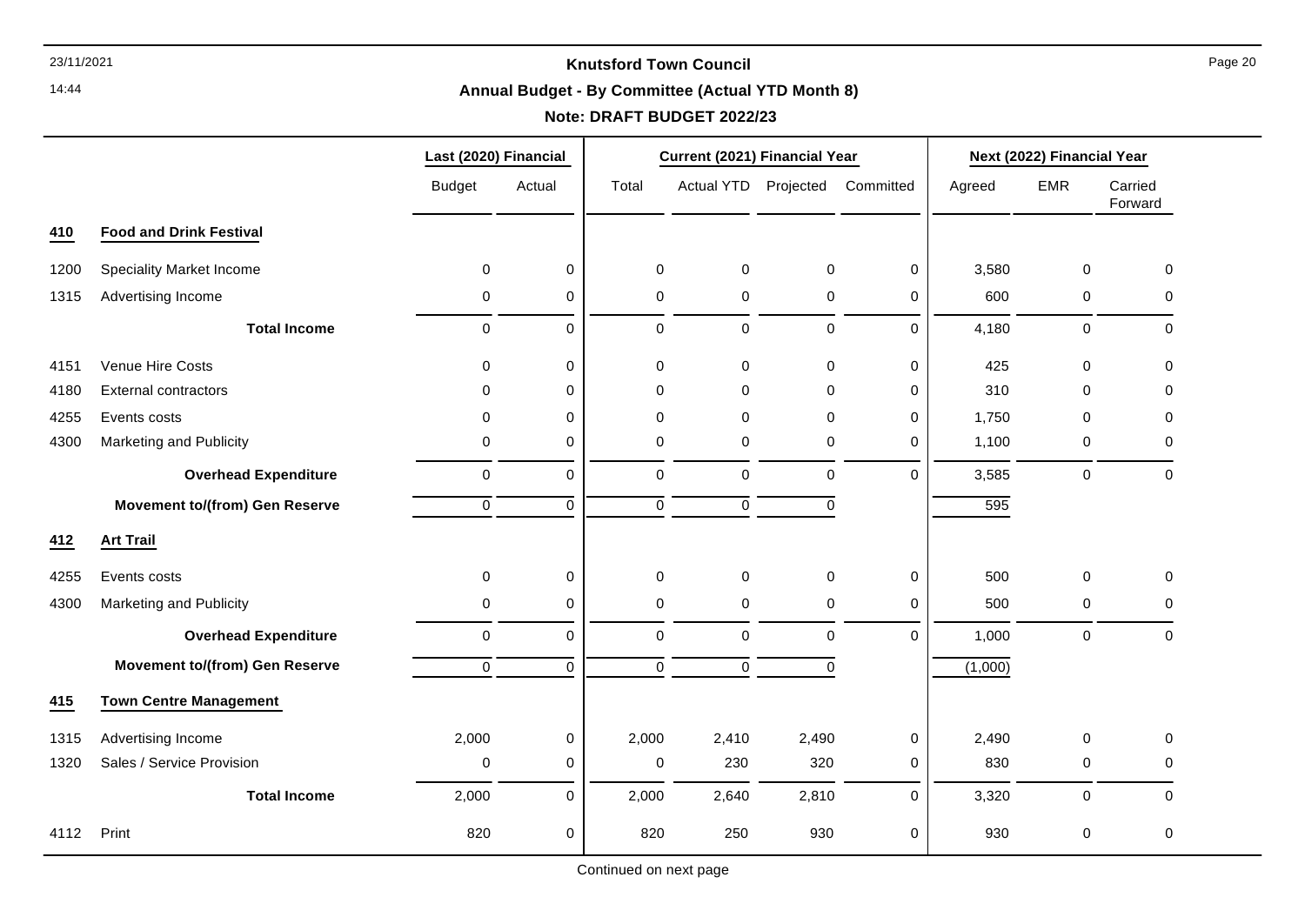# Knutsford Town Council

## Annual Budget - By Committee (Actual YTD Month 8)

### Note: DRAFT BUDGET 2022/23

| | | Last (2020) Financial | | Current (2021) Financial Year | | | | Next (2022) Financial Year | | |
|---|---|---|---|---|---|---|---|---|---|---|
| | | Budget | Actual | Total | Actual YTD | Projected | Committed | Agreed | EMR | Carried Forward |
| **410** | **Food and Drink Festival** | | | | | | | | | |
| 1200 | Speciality Market Income | 0 | 0 | 0 | 0 | 0 | 0 | 3,580 | 0 | 0 |
| 1315 | Advertising Income | 0 | 0 | 0 | 0 | 0 | 0 | 600 | 0 | 0 |
| | **Total Income** | 0 | 0 | 0 | 0 | 0 | 0 | 4,180 | 0 | 0 |
| 4151 | Venue Hire Costs | 0 | 0 | 0 | 0 | 0 | 0 | 425 | 0 | 0 |
| 4180 | External contractors | 0 | 0 | 0 | 0 | 0 | 0 | 310 | 0 | 0 |
| 4255 | Events costs | 0 | 0 | 0 | 0 | 0 | 0 | 1,750 | 0 | 0 |
| 4300 | Marketing and Publicity | 0 | 0 | 0 | 0 | 0 | 0 | 1,100 | 0 | 0 |
| | **Overhead Expenditure** | 0 | 0 | 0 | 0 | 0 | 0 | 3,585 | 0 | 0 |
| | **Movement to/(from) Gen Reserve** | 0 | 0 | 0 | 0 | 0 | | 595 | | |
| **412** | **Art Trail** | | | | | | | | | |
| 4255 | Events costs | 0 | 0 | 0 | 0 | 0 | 0 | 500 | 0 | 0 |
| 4300 | Marketing and Publicity | 0 | 0 | 0 | 0 | 0 | 0 | 500 | 0 | 0 |
| | **Overhead Expenditure** | 0 | 0 | 0 | 0 | 0 | 0 | 1,000 | 0 | 0 |
| | **Movement to/(from) Gen Reserve** | 0 | 0 | 0 | 0 | 0 | | (1,000) | | |
| **415** | **Town Centre Management** | | | | | | | | | |
| 1315 | Advertising Income | 2,000 | 0 | 2,000 | 2,410 | 2,490 | 0 | 2,490 | 0 | 0 |
| 1320 | Sales / Service Provision | 0 | 0 | 0 | 230 | 320 | 0 | 830 | 0 | 0 |
| | **Total Income** | 2,000 | 0 | 2,000 | 2,640 | 2,810 | 0 | 3,320 | 0 | 0 |
| 4112 | Print | 820 | 0 | 820 | 250 | 930 | 0 | 930 | 0 | 0 |

Continued on next page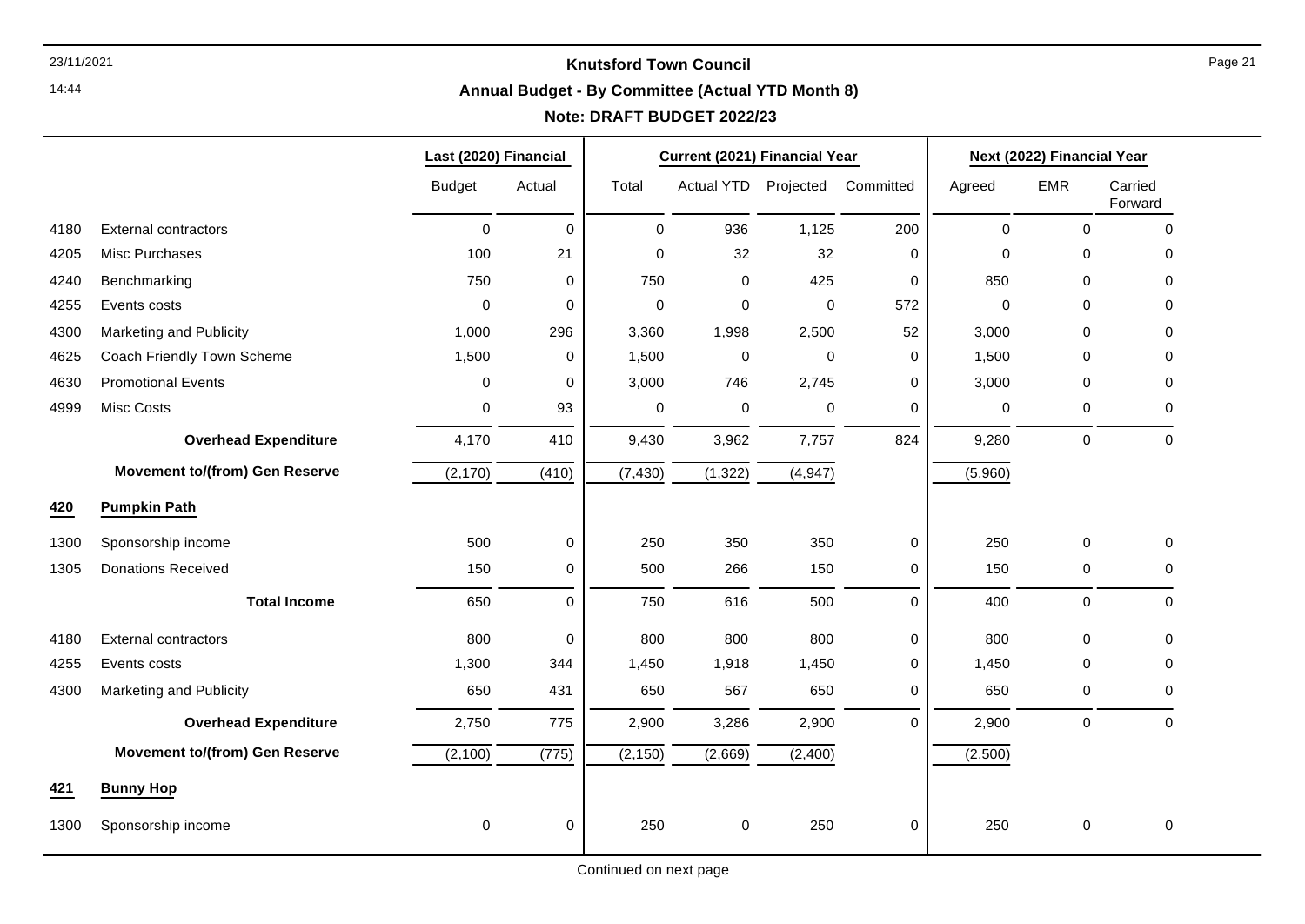# Knutsford Town Council

## Annual Budget - By Committee (Actual YTD Month 8)

### Note: DRAFT BUDGET 2022/23

| | | Last (2020) Financial | | Current (2021) Financial Year | | | | Next (2022) Financial Year | | |
|---|---|---|---|---|---|---|---|---|---|---|
| | | Budget | Actual | Total | Actual YTD | Projected | Committed | Agreed | EMR | Carried Forward |
| 4180 | External contractors | 0 | 0 | 0 | 936 | 1,125 | 200 | 0 | 0 | 0 |
| 4205 | Misc Purchases | 100 | 21 | 0 | 32 | 32 | 0 | 0 | 0 | 0 |
| 4240 | Benchmarking | 750 | 0 | 750 | 0 | 425 | 0 | 850 | 0 | 0 |
| 4255 | Events costs | 0 | 0 | 0 | 0 | 0 | 572 | 0 | 0 | 0 |
| 4300 | Marketing and Publicity | 1,000 | 296 | 3,360 | 1,998 | 2,500 | 52 | 3,000 | 0 | 0 |
| 4625 | Coach Friendly Town Scheme | 1,500 | 0 | 1,500 | 0 | 0 | 0 | 1,500 | 0 | 0 |
| 4630 | Promotional Events | 0 | 0 | 3,000 | 746 | 2,745 | 0 | 3,000 | 0 | 0 |
| 4999 | Misc Costs | 0 | 93 | 0 | 0 | 0 | 0 | 0 | 0 | 0 |
| | **Overhead Expenditure** | 4,170 | 410 | 9,430 | 3,962 | 7,757 | 824 | 9,280 | 0 | 0 |
| | **Movement to/(from) Gen Reserve** | (2,170) | (410) | (7,430) | (1,322) | (4,947) | | (5,960) | | |
| **420** | **Pumpkin Path** | | | | | | | | | |
| 1300 | Sponsorship income | 500 | 0 | 250 | 350 | 350 | 0 | 250 | 0 | 0 |
| 1305 | Donations Received | 150 | 0 | 500 | 266 | 150 | 0 | 150 | 0 | 0 |
| | **Total Income** | 650 | 0 | 750 | 616 | 500 | 0 | 400 | 0 | 0 |
| 4180 | External contractors | 800 | 0 | 800 | 800 | 800 | 0 | 800 | 0 | 0 |
| 4255 | Events costs | 1,300 | 344 | 1,450 | 1,918 | 1,450 | 0 | 1,450 | 0 | 0 |
| 4300 | Marketing and Publicity | 650 | 431 | 650 | 567 | 650 | 0 | 650 | 0 | 0 |
| | **Overhead Expenditure** | 2,750 | 775 | 2,900 | 3,286 | 2,900 | 0 | 2,900 | 0 | 0 |
| | **Movement to/(from) Gen Reserve** | (2,100) | (775) | (2,150) | (2,669) | (2,400) | | (2,500) | | |
| **421** | **Bunny Hop** | | | | | | | | | |
| 1300 | Sponsorship income | 0 | 0 | 250 | 0 | 250 | 0 | 250 | 0 | 0 |

Continued on next page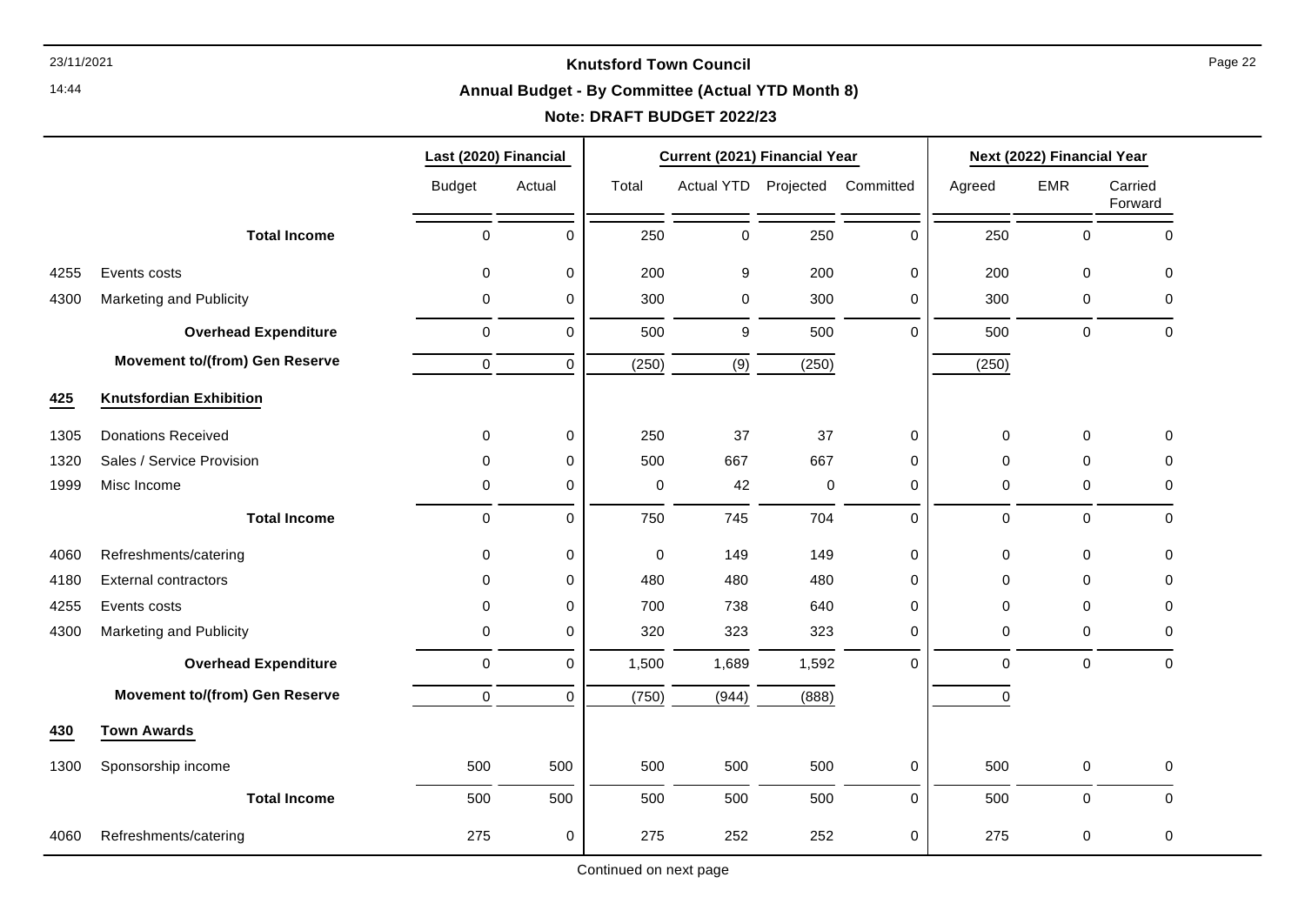**Knutsford Town Council**

**Annual Budget - By Committee (Actual YTD Month 8)**

**Note: DRAFT BUDGET 2022/23**

| | | Last (2020) Financial | | Current (2021) Financial Year | | | | Next (2022) Financial Year | | |
|---|---|---|---|---|---|---|---|---|---|---|
| | | Budget | Actual | Total | Actual YTD | Projected | Committed | Agreed | EMR | Carried Forward |
| | **Total Income** | 0 | 0 | 250 | 0 | 250 | 0 | 250 | 0 | 0 |
| 4255 | Events costs | 0 | 0 | 200 | 9 | 200 | 0 | 200 | 0 | 0 |
| 4300 | Marketing and Publicity | 0 | 0 | 300 | 0 | 300 | 0 | 300 | 0 | 0 |
| | **Overhead Expenditure** | 0 | 0 | 500 | 9 | 500 | 0 | 500 | 0 | 0 |
| | **Movement to/(from) Gen Reserve** | 0 | 0 | (250) | (9) | (250) | | (250) | | |
| **425** | **Knutsfordian Exhibition** | | | | | | | | | |
| 1305 | Donations Received | 0 | 0 | 250 | 37 | 37 | 0 | 0 | 0 | 0 |
| 1320 | Sales / Service Provision | 0 | 0 | 500 | 667 | 667 | 0 | 0 | 0 | 0 |
| 1999 | Misc Income | 0 | 0 | 0 | 42 | 0 | 0 | 0 | 0 | 0 |
| | **Total Income** | 0 | 0 | 750 | 745 | 704 | 0 | 0 | 0 | 0 |
| 4060 | Refreshments/catering | 0 | 0 | 0 | 149 | 149 | 0 | 0 | 0 | 0 |
| 4180 | External contractors | 0 | 0 | 480 | 480 | 480 | 0 | 0 | 0 | 0 |
| 4255 | Events costs | 0 | 0 | 700 | 738 | 640 | 0 | 0 | 0 | 0 |
| 4300 | Marketing and Publicity | 0 | 0 | 320 | 323 | 323 | 0 | 0 | 0 | 0 |
| | **Overhead Expenditure** | 0 | 0 | 1,500 | 1,689 | 1,592 | 0 | 0 | 0 | 0 |
| | **Movement to/(from) Gen Reserve** | 0 | 0 | (750) | (944) | (888) | | 0 | | |
| **430** | **Town Awards** | | | | | | | | | |
| 1300 | Sponsorship income | 500 | 500 | 500 | 500 | 500 | 0 | 500 | 0 | 0 |
| | **Total Income** | 500 | 500 | 500 | 500 | 500 | 0 | 500 | 0 | 0 |
| 4060 | Refreshments/catering | 275 | 0 | 275 | 252 | 252 | 0 | 275 | 0 | 0 |

Continued on next page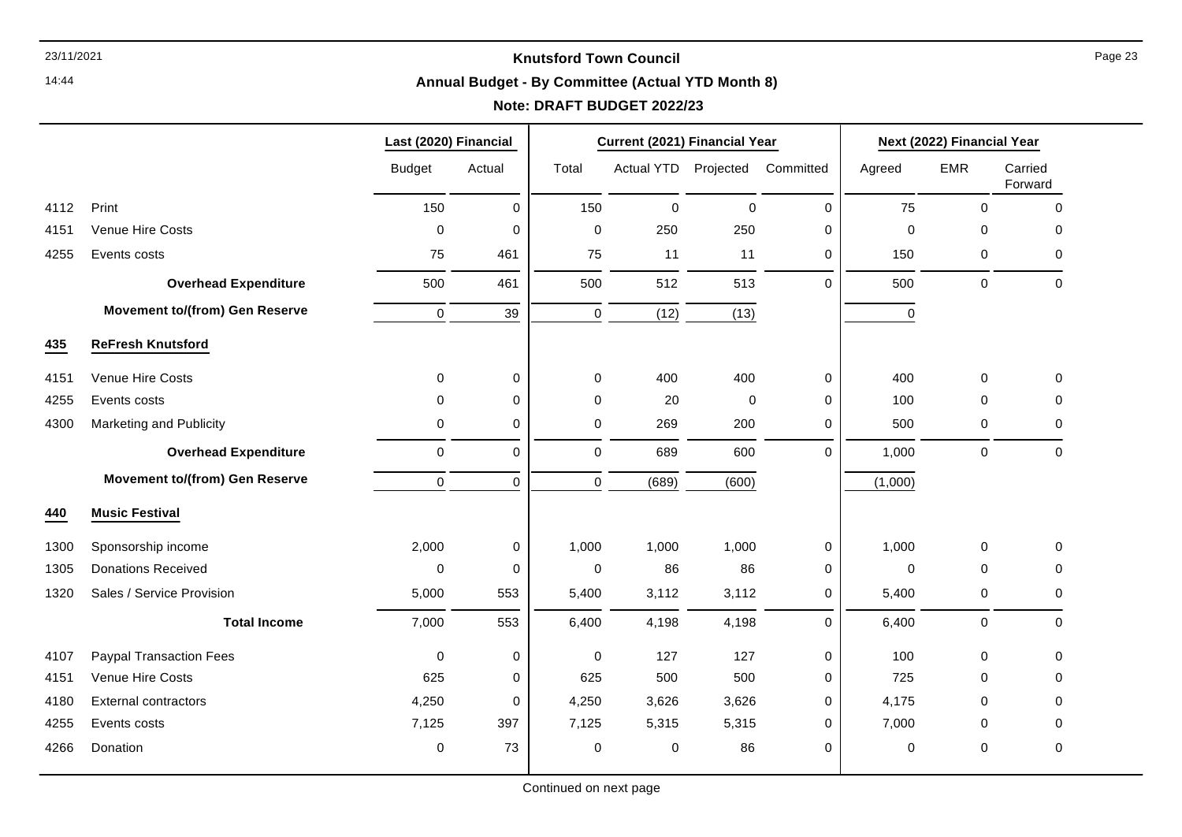## Knutsford Town Council

### Annual Budget - By Committee (Actual YTD Month 8)

**Note: DRAFT BUDGET 2022/23**

| | | Last (2020) Financial | | Current (2021) Financial Year | | | | Next (2022) Financial Year | | |
|---|---|---|---|---|---|---|---|---|---|---|
| | | Budget | Actual | Total | Actual YTD | Projected | Committed | Agreed | EMR | Carried Forward |
| 4112 | Print | 150 | 0 | 150 | 0 | 0 | 0 | 75 | 0 | 0 |
| 4151 | Venue Hire Costs | 0 | 0 | 0 | 250 | 250 | 0 | 0 | 0 | 0 |
| 4255 | Events costs | 75 | 461 | 75 | 11 | 11 | 0 | 150 | 0 | 0 |
| | **Overhead Expenditure** | 500 | 461 | 500 | 512 | 513 | 0 | 500 | 0 | 0 |
| | **Movement to/(from) Gen Reserve** | 0 | 39 | 0 | (12) | (13) | | 0 | | |
| **435** | **ReFresh Knutsford** | | | | | | | | | |
| 4151 | Venue Hire Costs | 0 | 0 | 0 | 400 | 400 | 0 | 400 | 0 | 0 |
| 4255 | Events costs | 0 | 0 | 0 | 20 | 0 | 0 | 100 | 0 | 0 |
| 4300 | Marketing and Publicity | 0 | 0 | 0 | 269 | 200 | 0 | 500 | 0 | 0 |
| | **Overhead Expenditure** | 0 | 0 | 0 | 689 | 600 | 0 | 1,000 | 0 | 0 |
| | **Movement to/(from) Gen Reserve** | 0 | 0 | 0 | (689) | (600) | | (1,000) | | |
| **440** | **Music Festival** | | | | | | | | | |
| 1300 | Sponsorship income | 2,000 | 0 | 1,000 | 1,000 | 1,000 | 0 | 1,000 | 0 | 0 |
| 1305 | Donations Received | 0 | 0 | 0 | 86 | 86 | 0 | 0 | 0 | 0 |
| 1320 | Sales / Service Provision | 5,000 | 553 | 5,400 | 3,112 | 3,112 | 0 | 5,400 | 0 | 0 |
| | **Total Income** | 7,000 | 553 | 6,400 | 4,198 | 4,198 | 0 | 6,400 | 0 | 0 |
| 4107 | Paypal Transaction Fees | 0 | 0 | 0 | 127 | 127 | 0 | 100 | 0 | 0 |
| 4151 | Venue Hire Costs | 625 | 0 | 625 | 500 | 500 | 0 | 725 | 0 | 0 |
| 4180 | External contractors | 4,250 | 0 | 4,250 | 3,626 | 3,626 | 0 | 4,175 | 0 | 0 |
| 4255 | Events costs | 7,125 | 397 | 7,125 | 5,315 | 5,315 | 0 | 7,000 | 0 | 0 |
| 4266 | Donation | 0 | 73 | 0 | 0 | 86 | 0 | 0 | 0 | 0 |

Continued on next page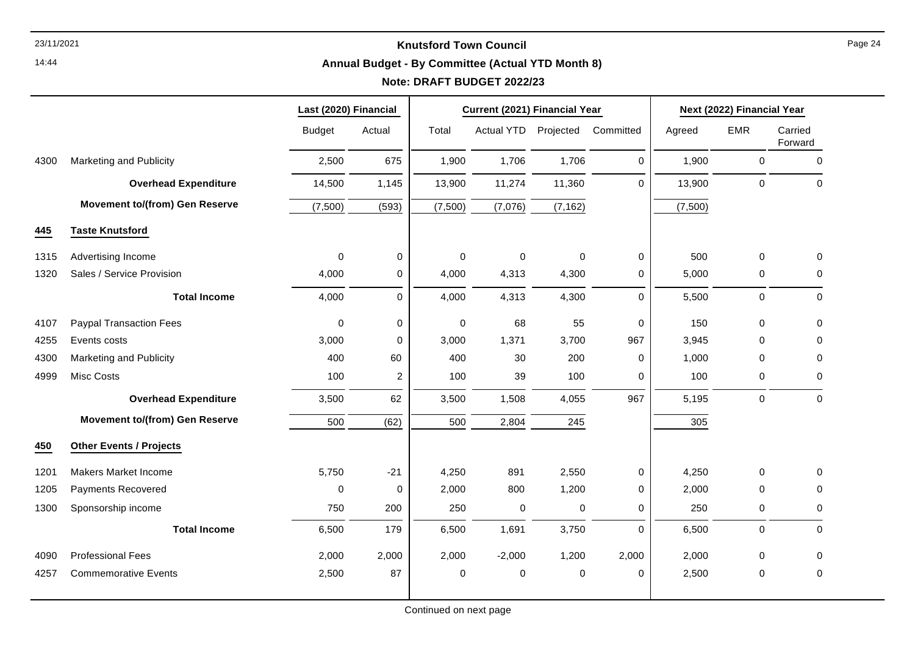**Knutsford Town Council**

**Annual Budget - By Committee (Actual YTD Month 8)**

**Note: DRAFT BUDGET 2022/23**

| | | Last (2020) Financial | | Current (2021) Financial Year | | | | Next (2022) Financial Year | | |
|---|---|---|---|---|---|---|---|---|---|---|
| | | Budget | Actual | Total | Actual YTD | Projected | Committed | Agreed | EMR | Carried Forward |
| 4300 | Marketing and Publicity | 2,500 | 675 | 1,900 | 1,706 | 1,706 | 0 | 1,900 | 0 | 0 |
| | **Overhead Expenditure** | 14,500 | 1,145 | 13,900 | 11,274 | 11,360 | 0 | 13,900 | 0 | 0 |
| | **Movement to/(from) Gen Reserve** | (7,500) | (593) | (7,500) | (7,076) | (7,162) | | (7,500) | | |
| **445** | **Taste Knutsford** | | | | | | | | | |
| 1315 | Advertising Income | 0 | 0 | 0 | 0 | 0 | 0 | 500 | 0 | 0 |
| 1320 | Sales / Service Provision | 4,000 | 0 | 4,000 | 4,313 | 4,300 | 0 | 5,000 | 0 | 0 |
| | **Total Income** | 4,000 | 0 | 4,000 | 4,313 | 4,300 | 0 | 5,500 | 0 | 0 |
| 4107 | Paypal Transaction Fees | 0 | 0 | 0 | 68 | 55 | 0 | 150 | 0 | 0 |
| 4255 | Events costs | 3,000 | 0 | 3,000 | 1,371 | 3,700 | 967 | 3,945 | 0 | 0 |
| 4300 | Marketing and Publicity | 400 | 60 | 400 | 30 | 200 | 0 | 1,000 | 0 | 0 |
| 4999 | Misc Costs | 100 | 2 | 100 | 39 | 100 | 0 | 100 | 0 | 0 |
| | **Overhead Expenditure** | 3,500 | 62 | 3,500 | 1,508 | 4,055 | 967 | 5,195 | 0 | 0 |
| | **Movement to/(from) Gen Reserve** | 500 | (62) | 500 | 2,804 | 245 | | 305 | | |
| **450** | **Other Events / Projects** | | | | | | | | | |
| 1201 | Makers Market Income | 5,750 | -21 | 4,250 | 891 | 2,550 | 0 | 4,250 | 0 | 0 |
| 1205 | Payments Recovered | 0 | 0 | 2,000 | 800 | 1,200 | 0 | 2,000 | 0 | 0 |
| 1300 | Sponsorship income | 750 | 200 | 250 | 0 | 0 | 0 | 250 | 0 | 0 |
| | **Total Income** | 6,500 | 179 | 6,500 | 1,691 | 3,750 | 0 | 6,500 | 0 | 0 |
| 4090 | Professional Fees | 2,000 | 2,000 | 2,000 | -2,000 | 1,200 | 2,000 | 2,000 | 0 | 0 |
| 4257 | Commemorative Events | 2,500 | 87 | 0 | 0 | 0 | 0 | 2,500 | 0 | 0 |

Continued on next page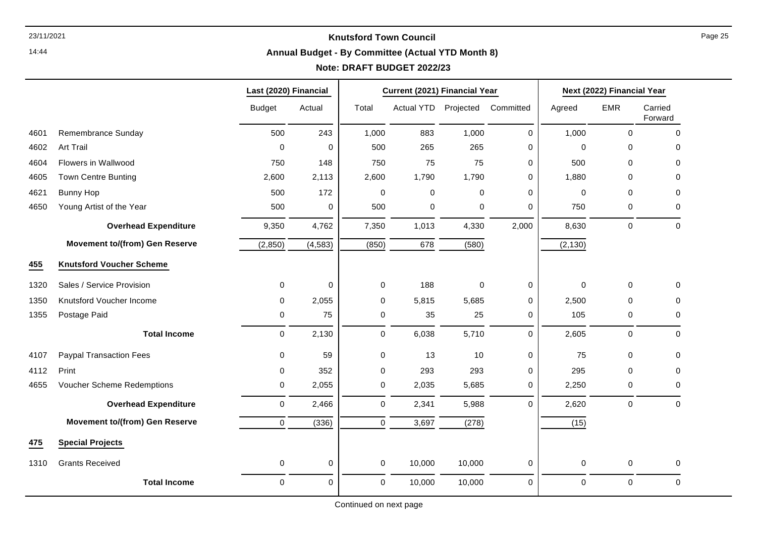# Knutsford Town Council

## Annual Budget - By Committee (Actual YTD Month 8)

### Note: DRAFT BUDGET 2022/23

| | | Last (2020) Financial | | Current (2021) Financial Year | | | | Next (2022) Financial Year | | |
|---|---|---|---|---|---|---|---|---|---|---|
| | | Budget | Actual | Total | Actual YTD | Projected | Committed | Agreed | EMR | Carried Forward |
| 4601 | Remembrance Sunday | 500 | 243 | 1,000 | 883 | 1,000 | 0 | 1,000 | 0 | 0 |
| 4602 | Art Trail | 0 | 0 | 500 | 265 | 265 | 0 | 0 | 0 | 0 |
| 4604 | Flowers in Wallwood | 750 | 148 | 750 | 75 | 75 | 0 | 500 | 0 | 0 |
| 4605 | Town Centre Bunting | 2,600 | 2,113 | 2,600 | 1,790 | 1,790 | 0 | 1,880 | 0 | 0 |
| 4621 | Bunny Hop | 500 | 172 | 0 | 0 | 0 | 0 | 0 | 0 | 0 |
| 4650 | Young Artist of the Year | 500 | 0 | 500 | 0 | 0 | 0 | 750 | 0 | 0 |
| | **Overhead Expenditure** | 9,350 | 4,762 | 7,350 | 1,013 | 4,330 | 2,000 | 8,630 | 0 | 0 |
| | **Movement to/(from) Gen Reserve** | (2,850) | (4,583) | (850) | 678 | (580) | | (2,130) | | |
| **455** | **Knutsford Voucher Scheme** | | | | | | | | | |
| 1320 | Sales / Service Provision | 0 | 0 | 0 | 188 | 0 | 0 | 0 | 0 | 0 |
| 1350 | Knutsford Voucher Income | 0 | 2,055 | 0 | 5,815 | 5,685 | 0 | 2,500 | 0 | 0 |
| 1355 | Postage Paid | 0 | 75 | 0 | 35 | 25 | 0 | 105 | 0 | 0 |
| | **Total Income** | 0 | 2,130 | 0 | 6,038 | 5,710 | 0 | 2,605 | 0 | 0 |
| 4107 | Paypal Transaction Fees | 0 | 59 | 0 | 13 | 10 | 0 | 75 | 0 | 0 |
| 4112 | Print | 0 | 352 | 0 | 293 | 293 | 0 | 295 | 0 | 0 |
| 4655 | Voucher Scheme Redemptions | 0 | 2,055 | 0 | 2,035 | 5,685 | 0 | 2,250 | 0 | 0 |
| | **Overhead Expenditure** | 0 | 2,466 | 0 | 2,341 | 5,988 | 0 | 2,620 | 0 | 0 |
| | **Movement to/(from) Gen Reserve** | 0 | (336) | 0 | 3,697 | (278) | | (15) | | |
| **475** | **Special Projects** | | | | | | | | | |
| 1310 | Grants Received | 0 | 0 | 0 | 10,000 | 10,000 | 0 | 0 | 0 | 0 |
| | **Total Income** | 0 | 0 | 0 | 10,000 | 10,000 | 0 | 0 | 0 | 0 |

Continued on next page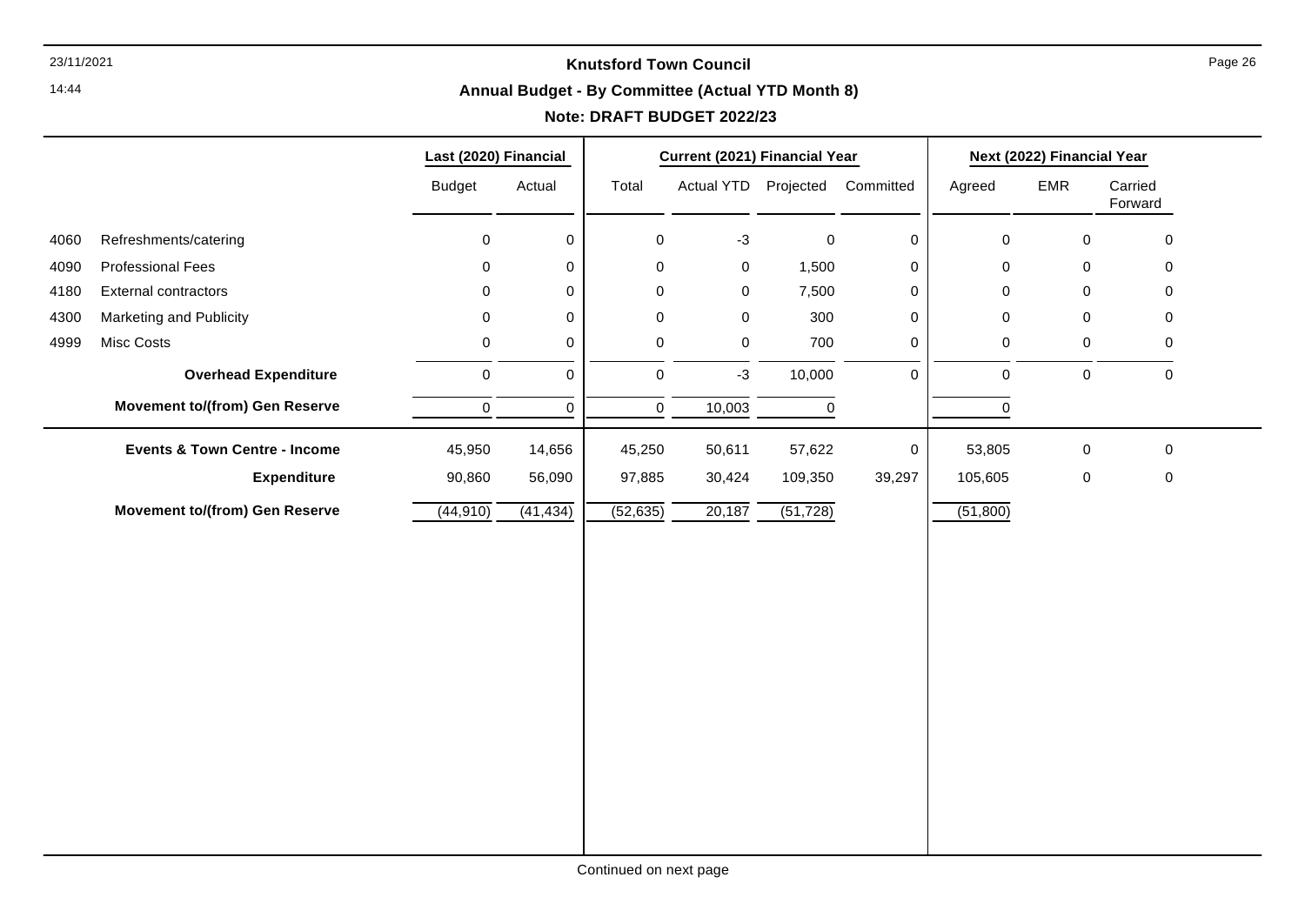## Knutsford Town Council

### Annual Budget - By Committee (Actual YTD Month 8)

### Note: DRAFT BUDGET 2022/23

| | | Last (2020) Financial | | Current (2021) Financial Year | | | | Next (2022) Financial Year | | |
|---|---|---|---|---|---|---|---|---|---|---|
| | | Budget | Actual | Total | Actual YTD | Projected | Committed | Agreed | EMR | Carried Forward |
| 4060 | Refreshments/catering | 0 | 0 | 0 | -3 | 0 | 0 | 0 | 0 | 0 |
| 4090 | Professional Fees | 0 | 0 | 0 | 0 | 1,500 | 0 | 0 | 0 | 0 |
| 4180 | External contractors | 0 | 0 | 0 | 0 | 7,500 | 0 | 0 | 0 | 0 |
| 4300 | Marketing and Publicity | 0 | 0 | 0 | 0 | 300 | 0 | 0 | 0 | 0 |
| 4999 | Misc Costs | 0 | 0 | 0 | 0 | 700 | 0 | 0 | 0 | 0 |
| | **Overhead Expenditure** | 0 | 0 | 0 | -3 | 10,000 | 0 | 0 | 0 | 0 |
| | **Movement to/(from) Gen Reserve** | 0 | 0 | 0 | 10,003 | 0 | | 0 | | |
| | **Events & Town Centre - Income** | 45,950 | 14,656 | 45,250 | 50,611 | 57,622 | 0 | 53,805 | 0 | 0 |
| | **Expenditure** | 90,860 | 56,090 | 97,885 | 30,424 | 109,350 | 39,297 | 105,605 | 0 | 0 |
| | **Movement to/(from) Gen Reserve** | (44,910) | (41,434) | (52,635) | 20,187 | (51,728) | | (51,800) | | |

Continued on next page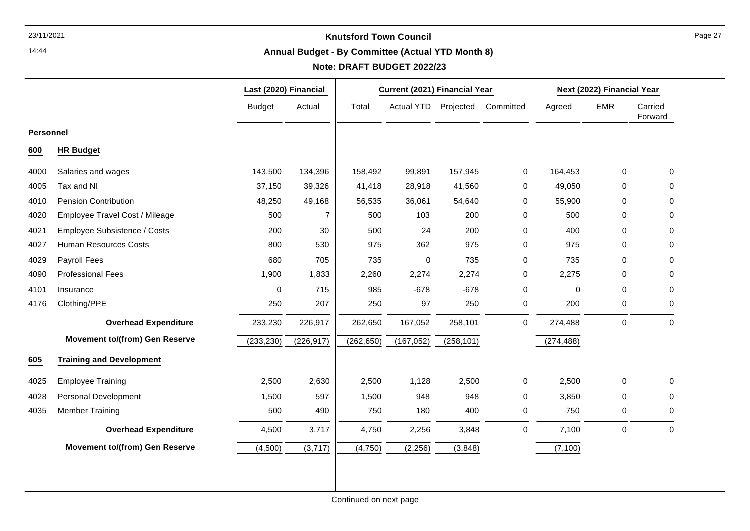**Knutsford Town Council**

**Annual Budget - By Committee (Actual YTD Month 8)**

**Note: DRAFT BUDGET 2022/23**

| | | Last (2020) Financial | | Current (2021) Financial Year | | | | Next (2022) Financial Year | | |
|---|---|---|---|---|---|---|---|---|---|---|
| | | Budget | Actual | Total | Actual YTD | Projected | Committed | Agreed | EMR | Carried Forward |
| **Personnel** | | | | | | | | | | |
| **600** | **HR Budget** | | | | | | | | | |
| 4000 | Salaries and wages | 143,500 | 134,396 | 158,492 | 99,891 | 157,945 | 0 | 164,453 | 0 | 0 |
| 4005 | Tax and NI | 37,150 | 39,326 | 41,418 | 28,918 | 41,560 | 0 | 49,050 | 0 | 0 |
| 4010 | Pension Contribution | 48,250 | 49,168 | 56,535 | 36,061 | 54,640 | 0 | 55,900 | 0 | 0 |
| 4020 | Employee Travel Cost / Mileage | 500 | 7 | 500 | 103 | 200 | 0 | 500 | 0 | 0 |
| 4021 | Employee Subsistence / Costs | 200 | 30 | 500 | 24 | 200 | 0 | 400 | 0 | 0 |
| 4027 | Human Resources Costs | 800 | 530 | 975 | 362 | 975 | 0 | 975 | 0 | 0 |
| 4029 | Payroll Fees | 680 | 705 | 735 | 0 | 735 | 0 | 735 | 0 | 0 |
| 4090 | Professional Fees | 1,900 | 1,833 | 2,260 | 2,274 | 2,274 | 0 | 2,275 | 0 | 0 |
| 4101 | Insurance | 0 | 715 | 985 | -678 | -678 | 0 | 0 | 0 | 0 |
| 4176 | Clothing/PPE | 250 | 207 | 250 | 97 | 250 | 0 | 200 | 0 | 0 |
| | **Overhead Expenditure** | 233,230 | 226,917 | 262,650 | 167,052 | 258,101 | 0 | 274,488 | 0 | 0 |
| | **Movement to/(from) Gen Reserve** | (233,230) | (226,917) | (262,650) | (167,052) | (258,101) | | (274,488) | | |
| **605** | **Training and Development** | | | | | | | | | |
| 4025 | Employee Training | 2,500 | 2,630 | 2,500 | 1,128 | 2,500 | 0 | 2,500 | 0 | 0 |
| 4028 | Personal Development | 1,500 | 597 | 1,500 | 948 | 948 | 0 | 3,850 | 0 | 0 |
| 4035 | Member Training | 500 | 490 | 750 | 180 | 400 | 0 | 750 | 0 | 0 |
| | **Overhead Expenditure** | 4,500 | 3,717 | 4,750 | 2,256 | 3,848 | 0 | 7,100 | 0 | 0 |
| | **Movement to/(from) Gen Reserve** | (4,500) | (3,717) | (4,750) | (2,256) | (3,848) | | (7,100) | | |

Continued on next page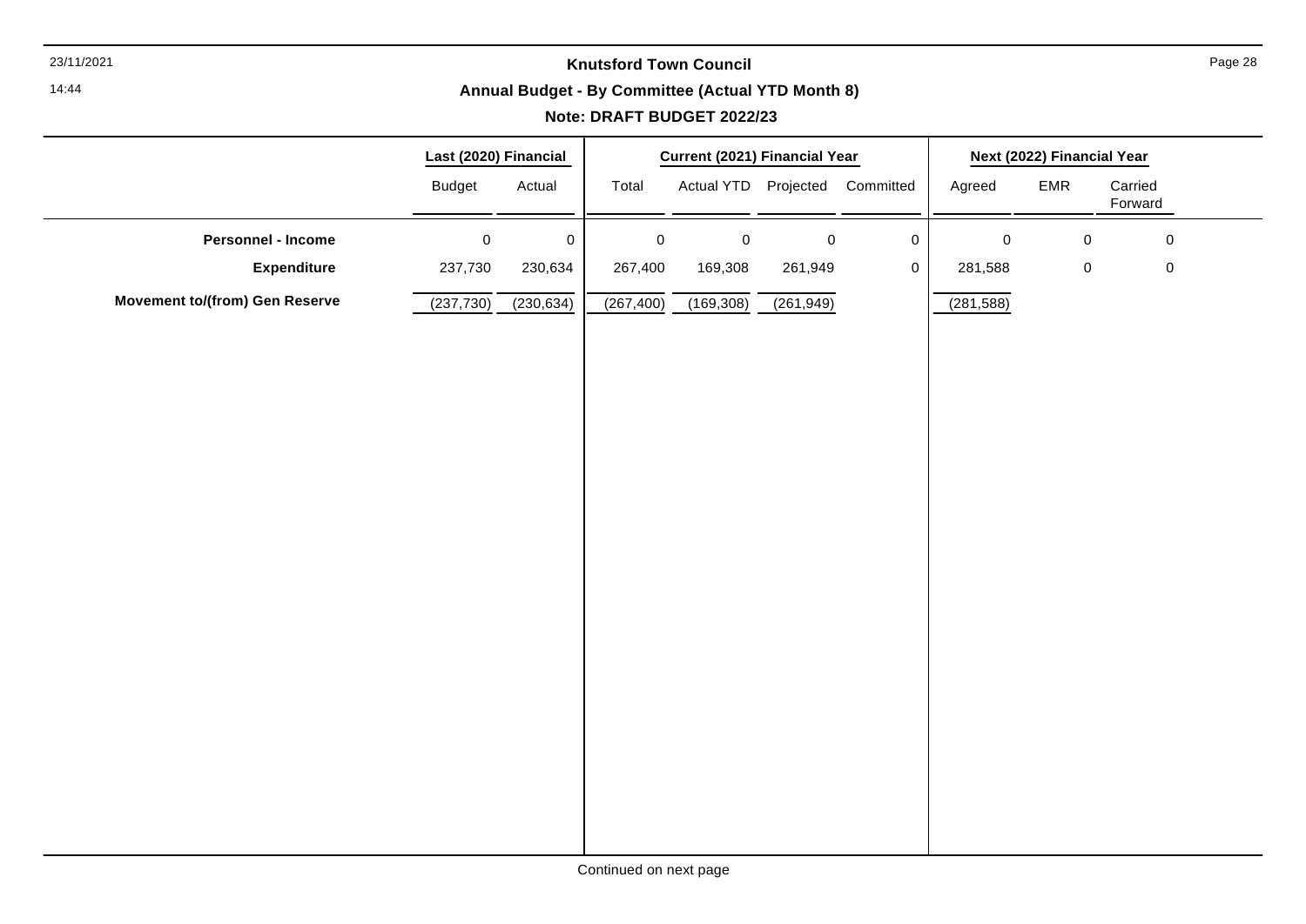# Knutsford Town Council

## Annual Budget - By Committee (Actual YTD Month 8)

### Note: DRAFT BUDGET 2022/23

| | Last (2020) Financial | | Current (2021) Financial Year | | | | Next (2022) Financial Year | | |
|---|---|---|---|---|---|---|---|---|---|
| | Budget | Actual | Total | Actual YTD | Projected | Committed | Agreed | EMR | Carried Forward |
| **Personnel - Income** | 0 | 0 | 0 | 0 | 0 | 0 | 0 | 0 | 0 |
| **Expenditure** | 237,730 | 230,634 | 267,400 | 169,308 | 261,949 | 0 | 281,588 | 0 | 0 |
| **Movement to/(from) Gen Reserve** | (237,730) | (230,634) | (267,400) | (169,308) | (261,949) | | (281,588) | | |

Continued on next page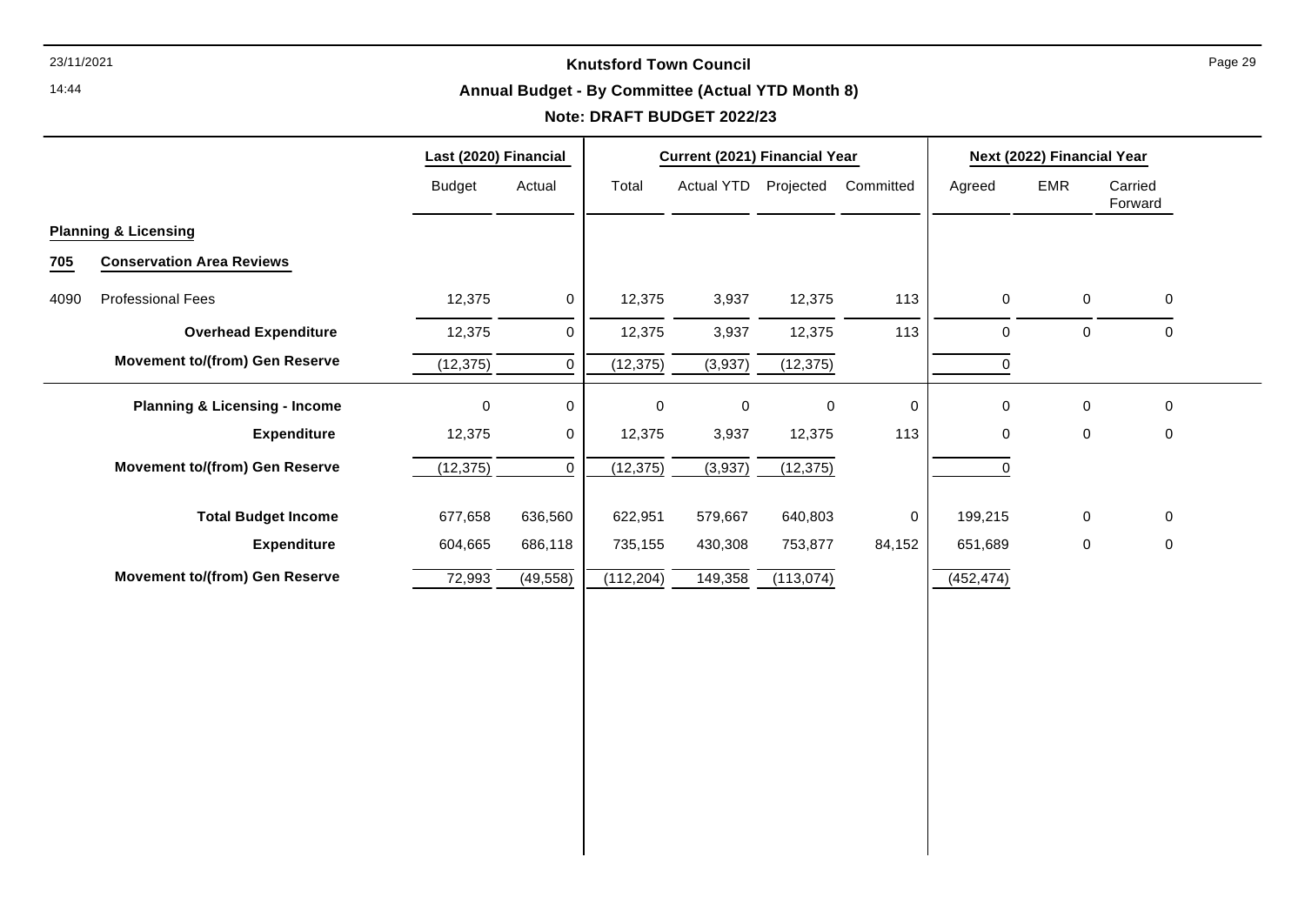# Knutsford Town Council

## Annual Budget - By Committee (Actual YTD Month 8)

### Note: DRAFT BUDGET 2022/23

| | | Last (2020) Financial | | Current (2021) Financial Year | | | | Next (2022) Financial Year | | |
|---|---|---|---|---|---|---|---|---|---|---|
| | | Budget | Actual | Total | Actual YTD | Projected | Committed | Agreed | EMR | Carried Forward |
| **Planning & Licensing** | | | | | | | | | | |
| **705** | **Conservation Area Reviews** | | | | | | | | | |
| 4090 | Professional Fees | 12,375 | 0 | 12,375 | 3,937 | 12,375 | 113 | 0 | 0 | 0 |
| | **Overhead Expenditure** | 12,375 | 0 | 12,375 | 3,937 | 12,375 | 113 | 0 | 0 | 0 |
| | **Movement to/(from) Gen Reserve** | (12,375) | 0 | (12,375) | (3,937) | (12,375) | | 0 | | |
| | **Planning & Licensing - Income** | 0 | 0 | 0 | 0 | 0 | 0 | 0 | 0 | 0 |
| | **Expenditure** | 12,375 | 0 | 12,375 | 3,937 | 12,375 | 113 | 0 | 0 | 0 |
| | **Movement to/(from) Gen Reserve** | (12,375) | 0 | (12,375) | (3,937) | (12,375) | | 0 | | |
| | **Total Budget Income** | 677,658 | 636,560 | 622,951 | 579,667 | 640,803 | 0 | 199,215 | 0 | 0 |
| | **Expenditure** | 604,665 | 686,118 | 735,155 | 430,308 | 753,877 | 84,152 | 651,689 | 0 | 0 |
| | **Movement to/(from) Gen Reserve** | 72,993 | (49,558) | (112,204) | 149,358 | (113,074) | | (452,474) | | |